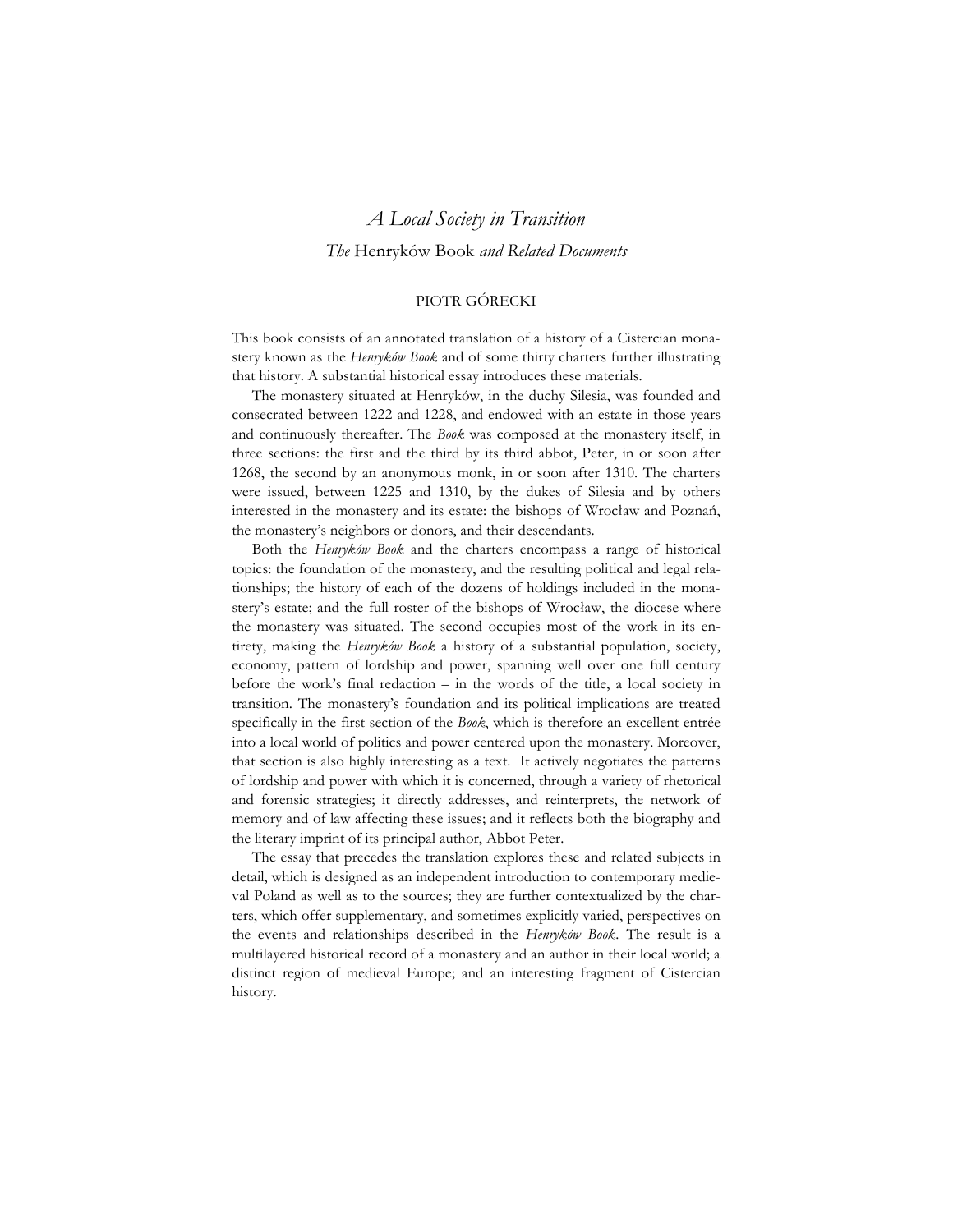# *A Local Society in Transition*

## *The* Henryków Book *and Related Documents*

PIOTR GÓRECKI

This book consists of an annotated translation of a history of a Cistercian monastery known as the *Henryków Book* and of some thirty charters further illustrating that history. A substantial historical essay introduces these materials.

The monastery situated at Henryków, in the duchy Silesia, was founded and consecrated between 1222 and 1228, and endowed with an estate in those years and continuously thereafter. The *Book* was composed at the monastery itself, in three sections: the first and the third by its third abbot, Peter, in or soon after 1268, the second by an anonymous monk, in or soon after 1310. The charters were issued, between 1225 and 1310, by the dukes of Silesia and by others interested in the monastery and its estate: the bishops of Wrocław and Poznań, the monastery's neighbors or donors, and their descendants.

Both the *Henryków Book* and the charters encompass a range of historical topics: the foundation of the monastery, and the resulting political and legal relationships; the history of each of the dozens of holdings included in the monastery's estate; and the full roster of the bishops of Wrocław, the diocese where the monastery was situated. The second occupies most of the work in its entirety, making the *Henryków Book* a history of a substantial population, society, economy, pattern of lordship and power, spanning well over one full century before the work's final redaction – in the words of the title, a local society in transition. The monastery's foundation and its political implications are treated specifically in the first section of the *Book*, which is therefore an excellent entrée into a local world of politics and power centered upon the monastery. Moreover, that section is also highly interesting as a text. It actively negotiates the patterns of lordship and power with which it is concerned, through a variety of rhetorical and forensic strategies; it directly addresses, and reinterprets, the network of memory and of law affecting these issues; and it reflects both the biography and the literary imprint of its principal author, Abbot Peter.

The essay that precedes the translation explores these and related subjects in detail, which is designed as an independent introduction to contemporary medieval Poland as well as to the sources; they are further contextualized by the charters, which offer supplementary, and sometimes explicitly varied, perspectives on the events and relationships described in the *Henryków Book*. The result is a multilayered historical record of a monastery and an author in their local world; a distinct region of medieval Europe; and an interesting fragment of Cistercian history.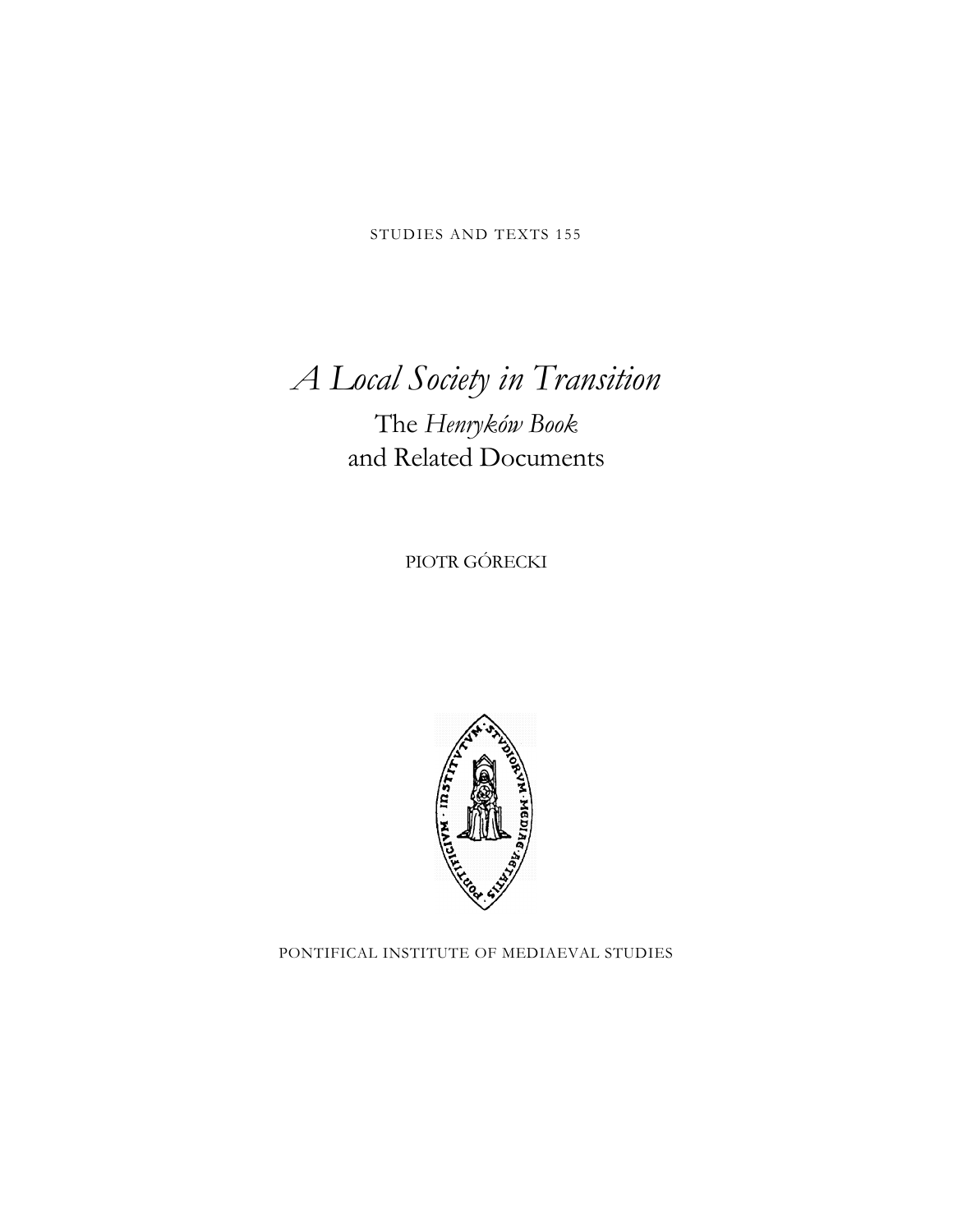STUDIES AND TEXTS 155

# *A Local Society in Transition*

## The *Henryków Book* and Related Documents

PIOTR GÓRECKI

PONTIFICAL INSTITUTE OF MEDIAEVAL STUDIES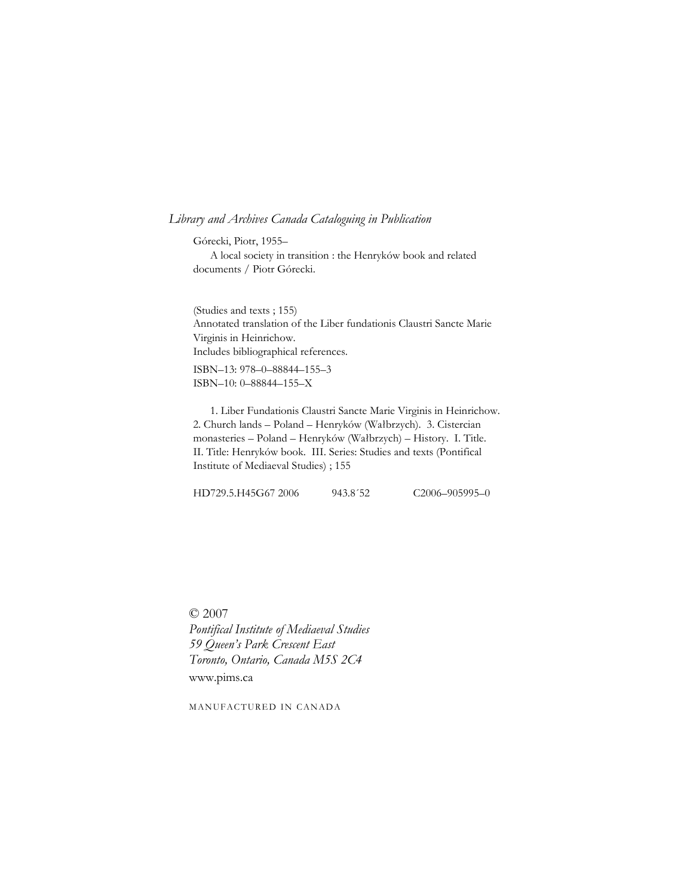*Library and Archives Canada Cataloguing in Publication*

Górecki, Piotr, 1955–

A local society in transition : the Henryków book and related documents / Piotr Górecki.

(Studies and texts ; 155)
Annotated translation of the Liber fundationis Claustri Sancte Marie Virginis in Heinrichow.
Includes bibliographical references.

ISBN–13: 978–0–88844–155–3
ISBN–10: 0–88844–155–X

1. Liber Fundationis Claustri Sancte Marie Virginis in Heinrichow. 2. Church lands – Poland – Henryków (Wałbrzych). 3. Cistercian monasteries – Poland – Henryków (Wałbrzych) – History. I. Title. II. Title: Henryków book. III. Series: Studies and texts (Pontifical Institute of Mediaeval Studies) ; 155

HD729.5.H45G67 2006 943.8´52 C2006–905995–0

© 2007
*Pontifical Institute of Mediaeval Studies*
*59 Queen's Park Crescent East*
*Toronto, Ontario, Canada M5S 2C4*
www.pims.ca

MANUFACTURED IN CANADA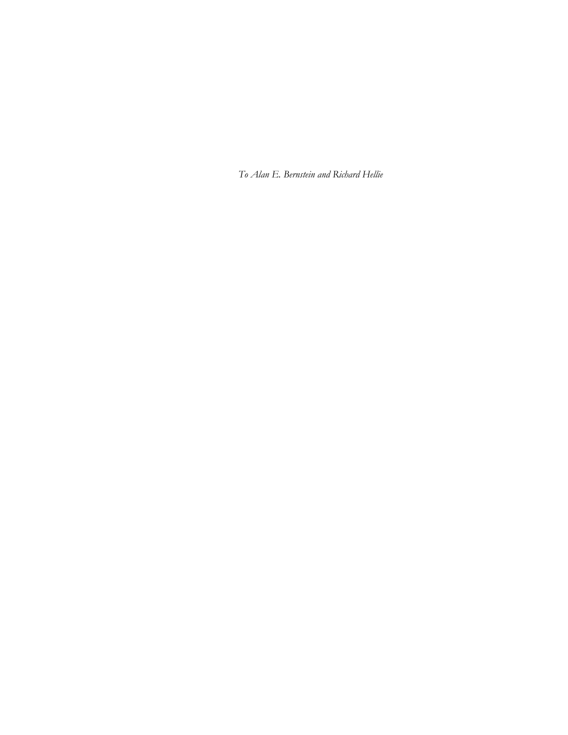*To Alan E. Bernstein and Richard Hellie*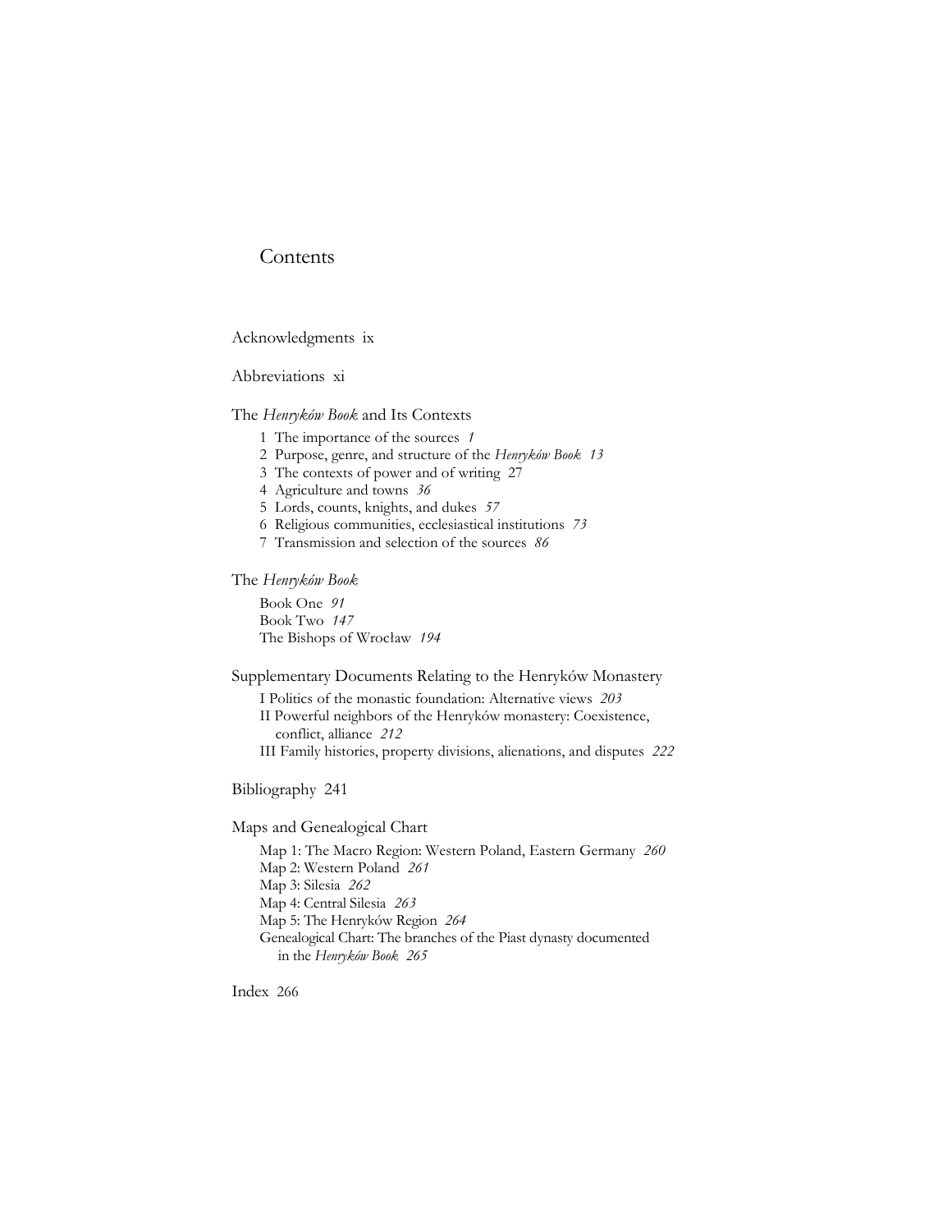# Contents

Acknowledgments ix

Abbreviations xi

## The *Henryków Book* and Its Contexts

1 The importance of the sources *1*
2 Purpose, genre, and structure of the *Henryków Book 13*
3 The contexts of power and of writing 27
4 Agriculture and towns *36*
5 Lords, counts, knights, and dukes *57*
6 Religious communities, ecclesiastical institutions *73*
7 Transmission and selection of the sources *86*

## The *Henryków Book*

Book One *91*
Book Two *147*
The Bishops of Wrocław *194*

## Supplementary Documents Relating to the Henryków Monastery

I Politics of the monastic foundation: Alternative views *203*
II Powerful neighbors of the Henryków monastery: Coexistence, conflict, alliance *212*
III Family histories, property divisions, alienations, and disputes *222*

Bibliography 241

## Maps and Genealogical Chart

Map 1: The Macro Region: Western Poland, Eastern Germany *260*
Map 2: Western Poland *261*
Map 3: Silesia *262*
Map 4: Central Silesia *263*
Map 5: The Henryków Region *264*
Genealogical Chart: The branches of the Piast dynasty documented in the *Henryków Book 265*

Index 266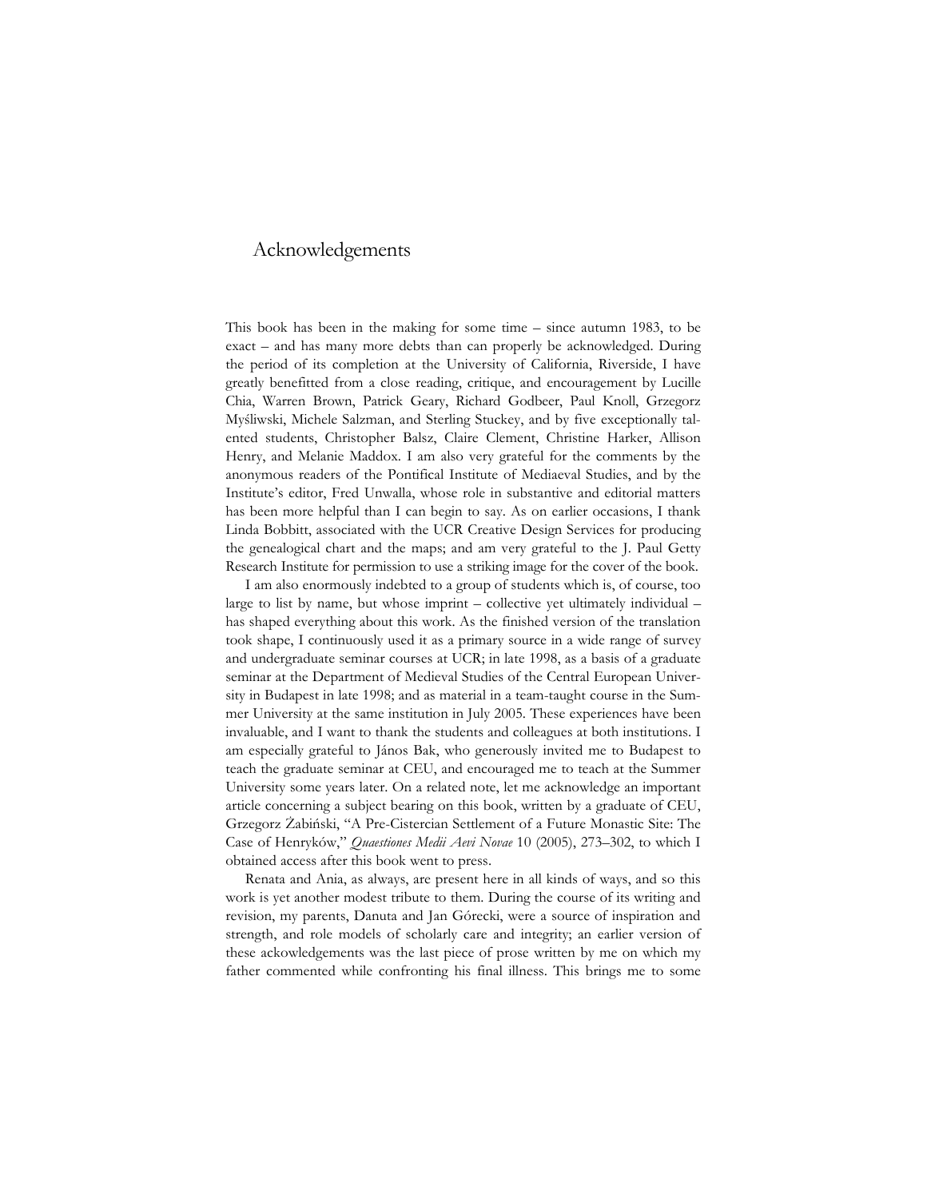# Acknowledgements

This book has been in the making for some time – since autumn 1983, to be exact – and has many more debts than can properly be acknowledged. During the period of its completion at the University of California, Riverside, I have greatly benefitted from a close reading, critique, and encouragement by Lucille Chia, Warren Brown, Patrick Geary, Richard Godbeer, Paul Knoll, Grzegorz Myśliwski, Michele Salzman, and Sterling Stuckey, and by five exceptionally talented students, Christopher Balsz, Claire Clement, Christine Harker, Allison Henry, and Melanie Maddox. I am also very grateful for the comments by the anonymous readers of the Pontifical Institute of Mediaeval Studies, and by the Institute's editor, Fred Unwalla, whose role in substantive and editorial matters has been more helpful than I can begin to say. As on earlier occasions, I thank Linda Bobbitt, associated with the UCR Creative Design Services for producing the genealogical chart and the maps; and am very grateful to the J. Paul Getty Research Institute for permission to use a striking image for the cover of the book.

I am also enormously indebted to a group of students which is, of course, too large to list by name, but whose imprint – collective yet ultimately individual – has shaped everything about this work. As the finished version of the translation took shape, I continuously used it as a primary source in a wide range of survey and undergraduate seminar courses at UCR; in late 1998, as a basis of a graduate seminar at the Department of Medieval Studies of the Central European University in Budapest in late 1998; and as material in a team-taught course in the Summer University at the same institution in July 2005. These experiences have been invaluable, and I want to thank the students and colleagues at both institutions. I am especially grateful to János Bak, who generously invited me to Budapest to teach the graduate seminar at CEU, and encouraged me to teach at the Summer University some years later. On a related note, let me acknowledge an important article concerning a subject bearing on this book, written by a graduate of CEU, Grzegorz Żabiński, "A Pre-Cistercian Settlement of a Future Monastic Site: The Case of Henryków," *Quaestiones Medii Aevi Novae* 10 (2005), 273–302, to which I obtained access after this book went to press.

Renata and Ania, as always, are present here in all kinds of ways, and so this work is yet another modest tribute to them. During the course of its writing and revision, my parents, Danuta and Jan Górecki, were a source of inspiration and strength, and role models of scholarly care and integrity; an earlier version of these ackowledgements was the last piece of prose written by me on which my father commented while confronting his final illness. This brings me to some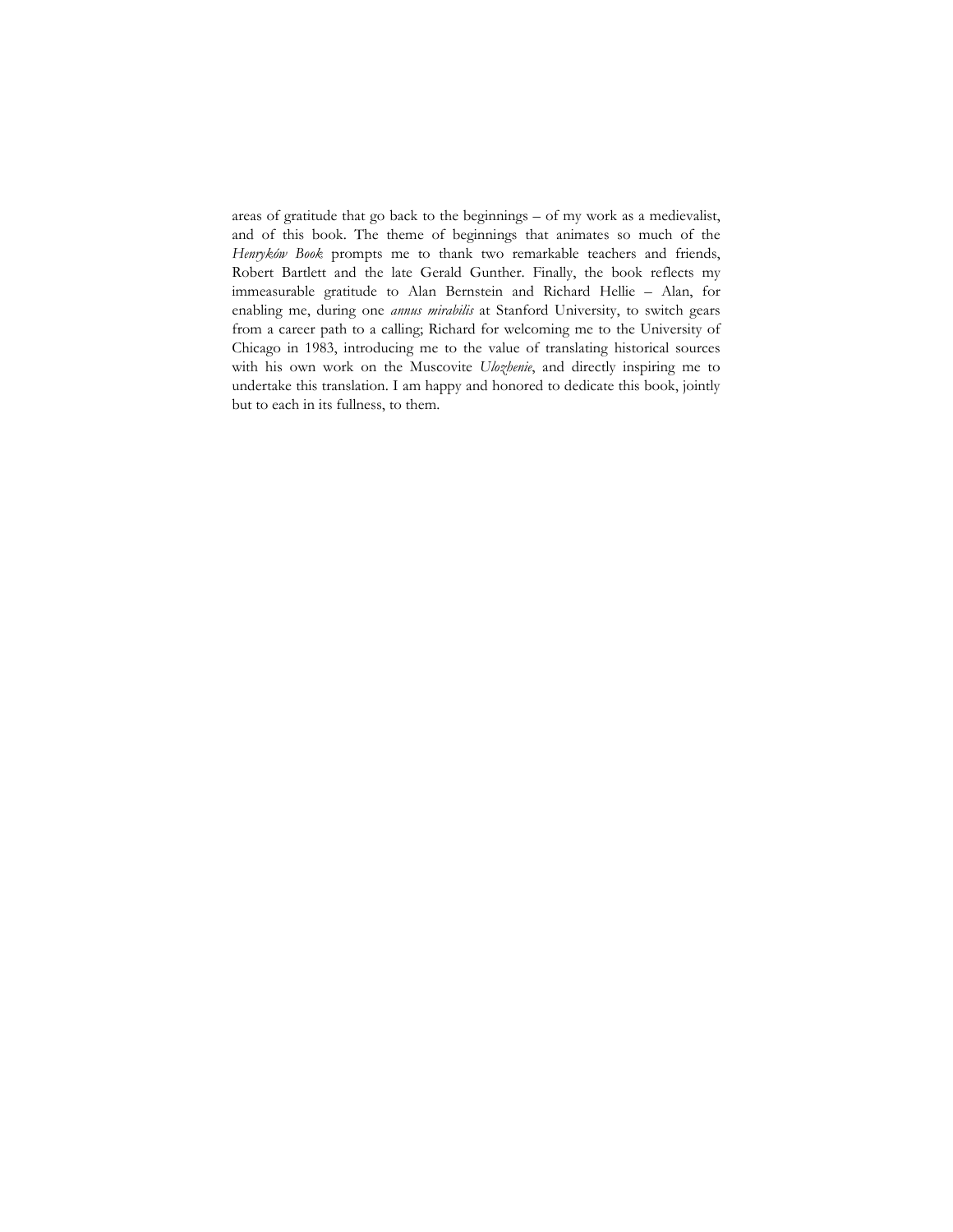areas of gratitude that go back to the beginnings – of my work as a medievalist, and of this book. The theme of beginnings that animates so much of the *Henryków Book* prompts me to thank two remarkable teachers and friends, Robert Bartlett and the late Gerald Gunther. Finally, the book reflects my immeasurable gratitude to Alan Bernstein and Richard Hellie – Alan, for enabling me, during one *annus mirabilis* at Stanford University, to switch gears from a career path to a calling; Richard for welcoming me to the University of Chicago in 1983, introducing me to the value of translating historical sources with his own work on the Muscovite *Ulozhenie*, and directly inspiring me to undertake this translation. I am happy and honored to dedicate this book, jointly but to each in its fullness, to them.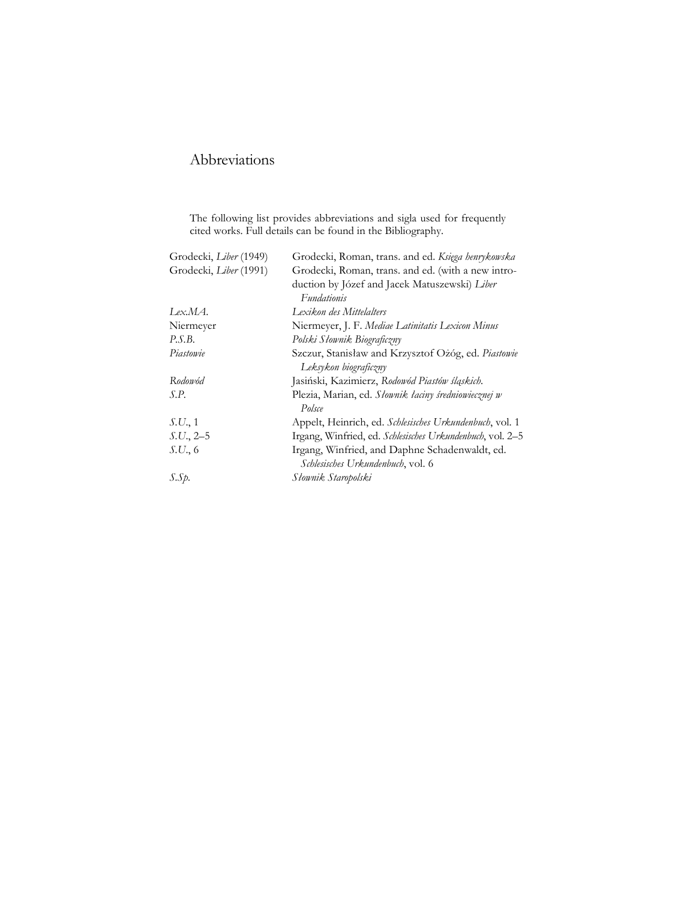# Abbreviations

The following list provides abbreviations and sigla used for frequently cited works. Full details can be found in the Bibliography.

| | |
|---|---|
| Grodecki, *Liber* (1949) | Grodecki, Roman, trans. and ed. *Księga henrykowska* |
| Grodecki, *Liber* (1991) | Grodecki, Roman, trans. and ed. (with a new introduction by Józef and Jacek Matuszewski) *Liber Fundationis* |
| *Lex.MA.* | *Lexikon des Mittelalters* |
| Niermeyer | Niermeyer, J. F. *Mediae Latinitatis Lexicon Minus* |
| *P.S.B.* | *Polski Słownik Biograficzny* |
| *Piastowie* | Szczur, Stanisław and Krzysztof Ożóg, ed. *Piastowie Leksykon biograficzny* |
| *Rodowód* | Jasiński, Kazimierz, *Rodowód Piastów śląskich.* |
| *S.P.* | Plezia, Marian, ed. *Słownik łaciny średniowiecznej w Polsce* |
| *S.U.*, 1 | Appelt, Heinrich, ed. *Schlesisches Urkundenbuch*, vol. 1 |
| *S.U.*, 2–5 | Irgang, Winfried, ed. *Schlesisches Urkundenbuch*, vol. 2–5 |
| *S.U.*, 6 | Irgang, Winfried, and Daphne Schadenwaldt, ed. *Schlesisches Urkundenbuch*, vol. 6 |
| *S.Sp.* | *Słownik Staropolski* |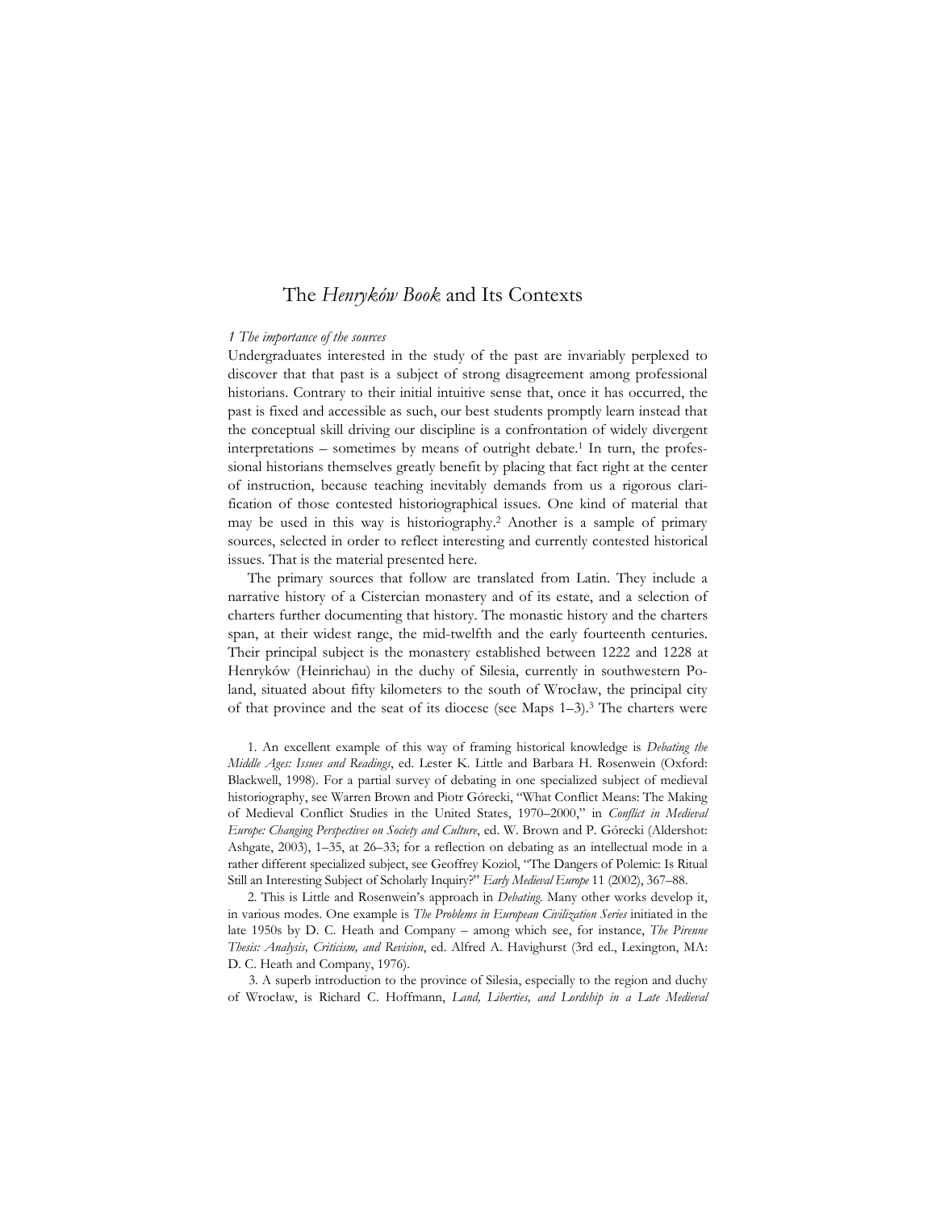# The *Henryków Book* and Its Contexts

*1 The importance of the sources*

Undergraduates interested in the study of the past are invariably perplexed to discover that that past is a subject of strong disagreement among professional historians. Contrary to their initial intuitive sense that, once it has occurred, the past is fixed and accessible as such, our best students promptly learn instead that the conceptual skill driving our discipline is a confrontation of widely divergent interpretations – sometimes by means of outright debate.[1] In turn, the professional historians themselves greatly benefit by placing that fact right at the center of instruction, because teaching inevitably demands from us a rigorous clarification of those contested historiographical issues. One kind of material that may be used in this way is historiography.[2] Another is a sample of primary sources, selected in order to reflect interesting and currently contested historical issues. That is the material presented here.

The primary sources that follow are translated from Latin. They include a narrative history of a Cistercian monastery and of its estate, and a selection of charters further documenting that history. The monastic history and the charters span, at their widest range, the mid-twelfth and the early fourteenth centuries. Their principal subject is the monastery established between 1222 and 1228 at Henryków (Heinrichau) in the duchy of Silesia, currently in southwestern Poland, situated about fifty kilometers to the south of Wrocław, the principal city of that province and the seat of its diocese (see Maps 1–3).[3] The charters were

1. An excellent example of this way of framing historical knowledge is *Debating the Middle Ages: Issues and Readings*, ed. Lester K. Little and Barbara H. Rosenwein (Oxford: Blackwell, 1998). For a partial survey of debating in one specialized subject of medieval historiography, see Warren Brown and Piotr Górecki, "What Conflict Means: The Making of Medieval Conflict Studies in the United States, 1970–2000," in *Conflict in Medieval Europe: Changing Perspectives on Society and Culture*, ed. W. Brown and P. Górecki (Aldershot: Ashgate, 2003), 1–35, at 26–33; for a reflection on debating as an intellectual mode in a rather different specialized subject, see Geoffrey Koziol, "The Dangers of Polemic: Is Ritual Still an Interesting Subject of Scholarly Inquiry?" *Early Medieval Europe* 11 (2002), 367–88.

2. This is Little and Rosenwein's approach in *Debating*. Many other works develop it, in various modes. One example is *The Problems in European Civilization Series* initiated in the late 1950s by D. C. Heath and Company – among which see, for instance, *The Pirenne Thesis: Analysis, Criticism, and Revision*, ed. Alfred A. Havighurst (3rd ed., Lexington, MA: D. C. Heath and Company, 1976).

3. A superb introduction to the province of Silesia, especially to the region and duchy of Wrocław, is Richard C. Hoffmann, *Land, Liberties, and Lordship in a Late Medieval*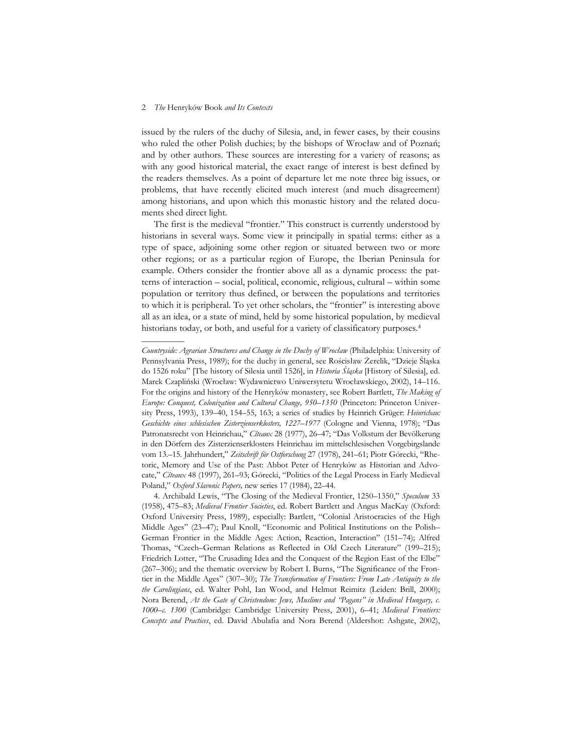issued by the rulers of the duchy of Silesia, and, in fewer cases, by their cousins who ruled the other Polish duchies; by the bishops of Wrocław and of Poznań; and by other authors. These sources are interesting for a variety of reasons; as with any good historical material, the exact range of interest is best defined by the readers themselves. As a point of departure let me note three big issues, or problems, that have recently elicited much interest (and much disagreement) among historians, and upon which this monastic history and the related documents shed direct light.

The first is the medieval "frontier." This construct is currently understood by historians in several ways. Some view it principally in spatial terms: either as a type of space, adjoining some other region or situated between two or more other regions; or as a particular region of Europe, the Iberian Peninsula for example. Others consider the frontier above all as a dynamic process: the patterns of interaction – social, political, economic, religious, cultural – within some population or territory thus defined, or between the populations and territories to which it is peripheral. To yet other scholars, the "frontier" is interesting above all as an idea, or a state of mind, held by some historical population, by medieval historians today, or both, and useful for a variety of classificatory purposes.[4]

---

*Countryside: Agrarian Structures and Change in the Duchy of Wrocław* (Philadelphia: University of Pennsylvania Press, 1989); for the duchy in general, see Rościsław Żerelik, "Dzieje Śląska do 1526 roku" [The history of Silesia until 1526], in *Historia Śląska* [History of Silesia], ed. Marek Czapliński (Wrocław: Wydawnictwo Uniwersytetu Wrocławskiego, 2002), 14–116. For the origins and history of the Henryków monastery, see Robert Bartlett, *The Making of Europe: Conquest, Colonization and Cultural Change, 950–1350* (Princeton: Princeton University Press, 1993), 139–40, 154–55, 163; a series of studies by Heinrich Grüger: *Heinrichau: Geschichte eines schlesischen Zisterzienserklosters, 1227–1977* (Cologne and Vienna, 1978); "Das Patronatsrecht von Heinrichau," *Cîteaux* 28 (1977), 26–47; "Das Volkstum der Bevölkerung in den Dörfern des Zisterzienserklosters Heinrichau im mittelschlesischen Vorgebirgslande vom 13.–15. Jahrhundert," *Zeitschrift für Ostforschung* 27 (1978), 241–61; Piotr Górecki, "Rhetoric, Memory and Use of the Past: Abbot Peter of Henryków as Historian and Advocate," *Cîteaux* 48 (1997), 261–93; Górecki, "Politics of the Legal Process in Early Medieval Poland," *Oxford Slavonic Papers,* new series 17 (1984), 22–44.

4. Archibald Lewis, "The Closing of the Medieval Frontier, 1250–1350," *Speculum* 33 (1958), 475–83; *Medieval Frontier Societies*, ed. Robert Bartlett and Angus MacKay (Oxford: Oxford University Press, 1989), especially: Bartlett, "Colonial Aristocracies of the High Middle Ages" (23–47); Paul Knoll, "Economic and Political Institutions on the Polish–German Frontier in the Middle Ages: Action, Reaction, Interaction" (151–74); Alfred Thomas, "Czech–German Relations as Reflected in Old Czech Literature" (199–215); Friedrich Lotter, "The Crusading Idea and the Conquest of the Region East of the Elbe" (267–306); and the thematic overview by Robert I. Burns, "The Significance of the Frontier in the Middle Ages" (307–30); *The Transformation of Frontiers: From Late Antiquity to the the Carolingians*, ed. Walter Pohl, Ian Wood, and Helmut Reimitz (Leiden: Brill, 2000); Nora Berend, *At the Gate of Christendom: Jews, Muslims and "Pagans" in Medieval Hungary, c. 1000–c. 1300* (Cambridge: Cambridge University Press, 2001), 6–41; *Medieval Frontiers: Concepts and Practices*, ed. David Abulafia and Nora Berend (Aldershot: Ashgate, 2002),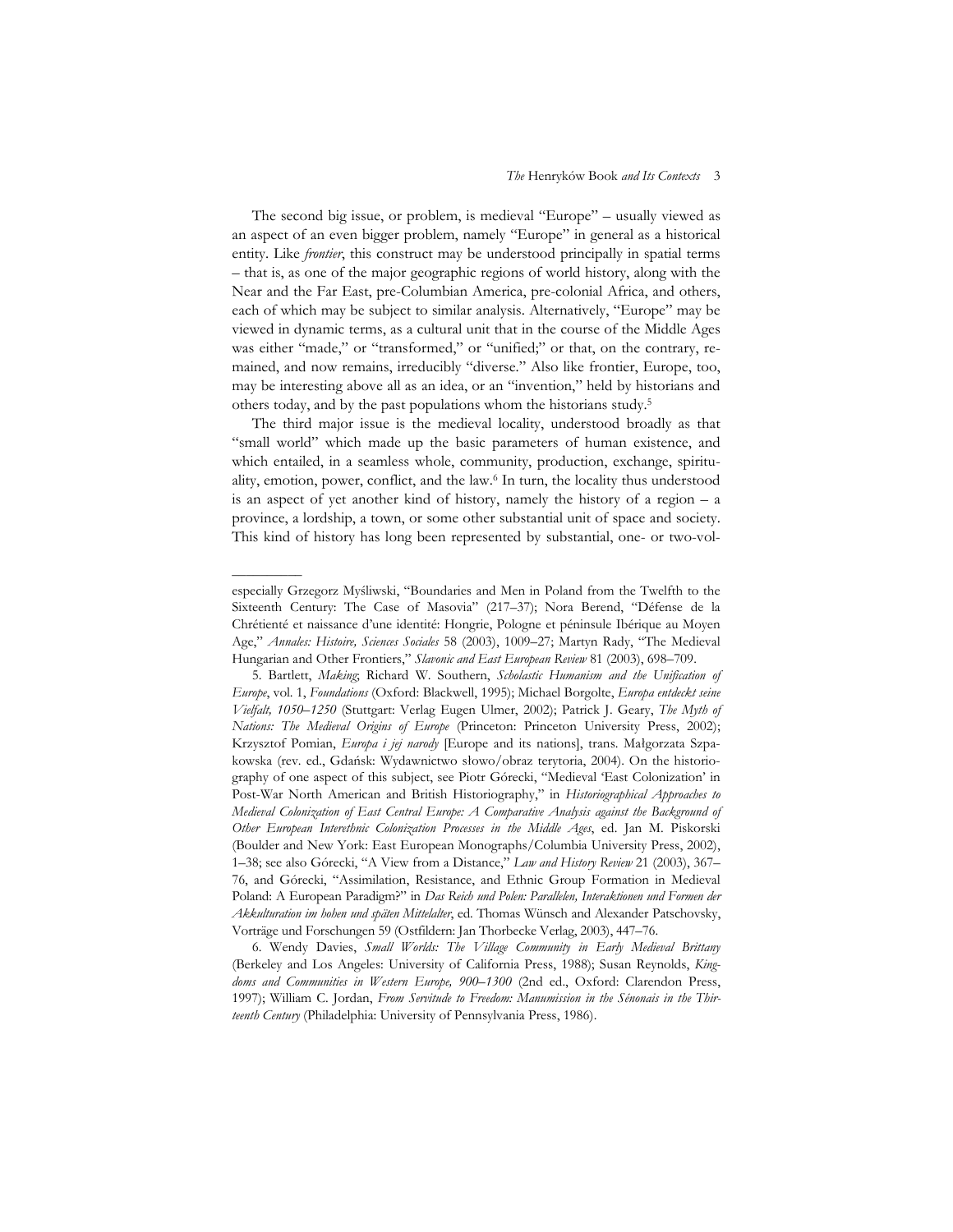The second big issue, or problem, is medieval "Europe" – usually viewed as an aspect of an even bigger problem, namely "Europe" in general as a historical entity. Like *frontier*, this construct may be understood principally in spatial terms – that is, as one of the major geographic regions of world history, along with the Near and the Far East, pre-Columbian America, pre-colonial Africa, and others, each of which may be subject to similar analysis. Alternatively, "Europe" may be viewed in dynamic terms, as a cultural unit that in the course of the Middle Ages was either "made," or "transformed," or "unified;" or that, on the contrary, remained, and now remains, irreducibly "diverse." Also like frontier, Europe, too, may be interesting above all as an idea, or an "invention," held by historians and others today, and by the past populations whom the historians study.[5]

The third major issue is the medieval locality, understood broadly as that "small world" which made up the basic parameters of human existence, and which entailed, in a seamless whole, community, production, exchange, spirituality, emotion, power, conflict, and the law.[6] In turn, the locality thus understood is an aspect of yet another kind of history, namely the history of a region – a province, a lordship, a town, or some other substantial unit of space and society. This kind of history has long been represented by substantial, one- or two-vol-

---

especially Grzegorz Myśliwski, "Boundaries and Men in Poland from the Twelfth to the Sixteenth Century: The Case of Masovia" (217–37); Nora Berend, "Défense de la Chrétienté et naissance d'une identité: Hongrie, Pologne et péninsule Ibérique au Moyen Age," *Annales: Histoire, Sciences Sociales* 58 (2003), 1009–27; Martyn Rady, "The Medieval Hungarian and Other Frontiers," *Slavonic and East European Review* 81 (2003), 698–709.

5. Bartlett, *Making*; Richard W. Southern, *Scholastic Humanism and the Unification of Europe*, vol. 1, *Foundations* (Oxford: Blackwell, 1995); Michael Borgolte, *Europa entdeckt seine Vielfalt, 1050–1250* (Stuttgart: Verlag Eugen Ulmer, 2002); Patrick J. Geary, *The Myth of Nations: The Medieval Origins of Europe* (Princeton: Princeton University Press, 2002); Krzysztof Pomian, *Europa i jej narody* [Europe and its nations], trans. Małgorzata Szpakowska (rev. ed., Gdańsk: Wydawnictwo słowo/obraz terytoria, 2004). On the historiography of one aspect of this subject, see Piotr Górecki, "Medieval 'East Colonization' in Post-War North American and British Historiography," in *Historiographical Approaches to Medieval Colonization of East Central Europe: A Comparative Analysis against the Background of Other European Interethnic Colonization Processes in the Middle Ages*, ed. Jan M. Piskorski (Boulder and New York: East European Monographs/Columbia University Press, 2002), 1–38; see also Górecki, "A View from a Distance," *Law and History Review* 21 (2003), 367–76, and Górecki, "Assimilation, Resistance, and Ethnic Group Formation in Medieval Poland: A European Paradigm?" in *Das Reich und Polen: Parallelen, Interaktionen und Formen der Akkulturation im hohen und späten Mittelalter*, ed. Thomas Wünsch and Alexander Patschovsky, Vorträge und Forschungen 59 (Ostfildern: Jan Thorbecke Verlag, 2003), 447–76.

6. Wendy Davies, *Small Worlds: The Village Community in Early Medieval Brittany* (Berkeley and Los Angeles: University of California Press, 1988); Susan Reynolds, *Kingdoms and Communities in Western Europe, 900–1300* (2nd ed., Oxford: Clarendon Press, 1997); William C. Jordan, *From Servitude to Freedom: Manumission in the Sénonais in the Thirteenth Century* (Philadelphia: University of Pennsylvania Press, 1986).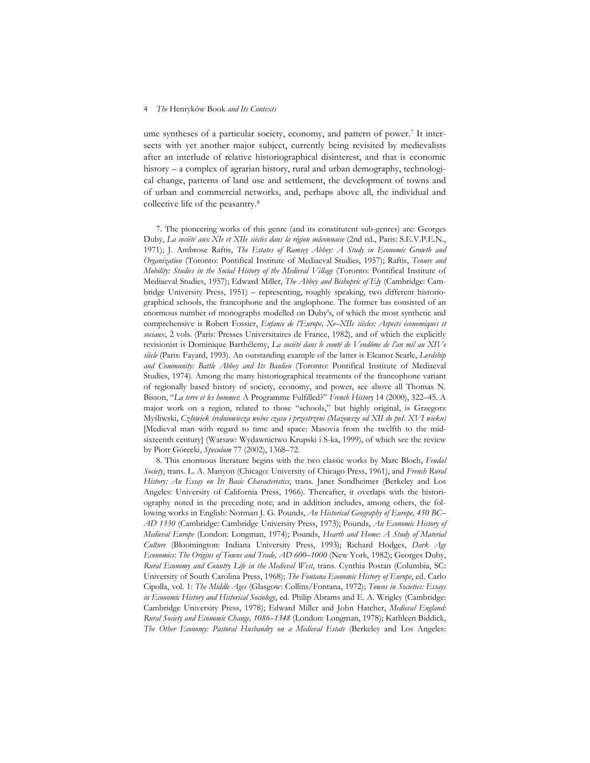ume syntheses of a particular society, economy, and pattern of power.[7] It intersects with yet another major subject, currently being revisited by medievalists after an interlude of relative historiographical disinterest, and that is economic history – a complex of agrarian history, rural and urban demography, technological change, patterns of land use and settlement, the development of towns and of urban and commercial networks, and, perhaps above all, the individual and collective life of the peasantry.[8]

7. The pioneering works of this genre (and its constitutent sub-genres) are: Georges Duby, *La société aux XIe et XIIe siècles dans la région mâconnaise* (2nd ed., Paris: S.E.V.P.E.N., 1971); J. Ambrose Raftis, *The Estates of Ramsey Abbey: A Study in Economic Growth and Organization* (Toronto: Pontifical Institute of Mediaeval Studies, 1957); Raftis, *Tenure and Mobility: Studies in the Social History of the Medieval Village* (Toronto: Pontifical Institute of Mediaeval Studies, 1957); Edward Miller, *The Abbey and Bishopric of Ely* (Cambridge: Cambridge University Press, 1951) – representing, roughly speaking, two different historiographical schools, the francophone and the anglophone. The former has consisted of an enormous number of monographs modelled on Duby's, of which the most synthetic and comprehensive is Robert Fossier, *Enfance de l'Europe, Xe–XIIe siècles: Aspects économiques et sociaux*, 2 vols. (Paris: Presses Universitaires de France, 1982), and of which the explicitly revisionist is Dominique Barthélemy, *La société dans le comté de Vendôme de l'an mil au XIVe siècle* (Paris: Fayard, 1993). An outstanding example of the latter is Eleanor Searle, *Lordship and Community: Battle Abbey and Its Banlieu* (Toronto: Pontifical Institute of Mediaeval Studies, 1974). Among the many historiographical treatments of the francophone variant of regionally based history of society, economy, and power, see above all Thomas N. Bisson, "*La terre et les hommes*: A Programme Fulfilled?" *French History* 14 (2000), 322–45. A major work on a region, related to those "schools," but highly original, is Grzegorz Myśliwski, *Człowiek średniowiecza wobec czasu i przestrzeni (Mazowsze od XII do poł. XVI wieku)* [Medieval man with regard to time and space: Masovia from the twelfth to the mid-sixteenth century] (Warsaw: Wydawnictwo Krupski i S-ka, 1999), of which see the review by Piotr Górecki, *Speculum* 77 (2002), 1368–72.

8. This enormous literature begins with the two classic works by Marc Bloch, *Feudal Society*, trans. L. A. Manyon (Chicago: University of Chicago Press, 1961), and *French Rural History: An Essay on Its Basic Characteristics*, trans. Janet Sondheimer (Berkeley and Los Angeles: University of California Press, 1966). Thereafter, it overlaps with the historiography noted in the preceding note; and in addition includes, among others, the following works in English: Norman J. G. Pounds, *An Historical Geography of Europe, 450 BC–AD 1330* (Cambridge: Cambridge University Press, 1973); Pounds, *An Economic History of Medieval Europe* (London: Longman, 1974); Pounds, *Hearth and Home: A Study of Material Culture* (Bloomington: Indiana University Press, 1993); Richard Hodges, *Dark Age Economics: The Origins of Towns and Trade, AD 600–1000* (New York, 1982); Georges Duby, *Rural Economy and Country Life in the Medieval West*, trans. Cynthia Postan (Columbia, SC: University of South Carolina Press, 1968); *The Fontana Economic History of Europe*, ed. Carlo Cipolla, vol. 1: *The Middle Ages* (Glasgow: Collins/Fontana, 1972); *Towns in Societies: Essays in Economic History and Historical Sociology*, ed. Philip Abrams and E. A. Wrigley (Cambridge: Cambridge University Press, 1978); Edward Miller and John Hatcher, *Medieval England: Rural Society and Economic Change, 1086–1348* (London: Longman, 1978); Kathleen Biddick, *The Other Economy: Pastoral Husbandry on a Medieval Estate* (Berkeley and Los Angeles: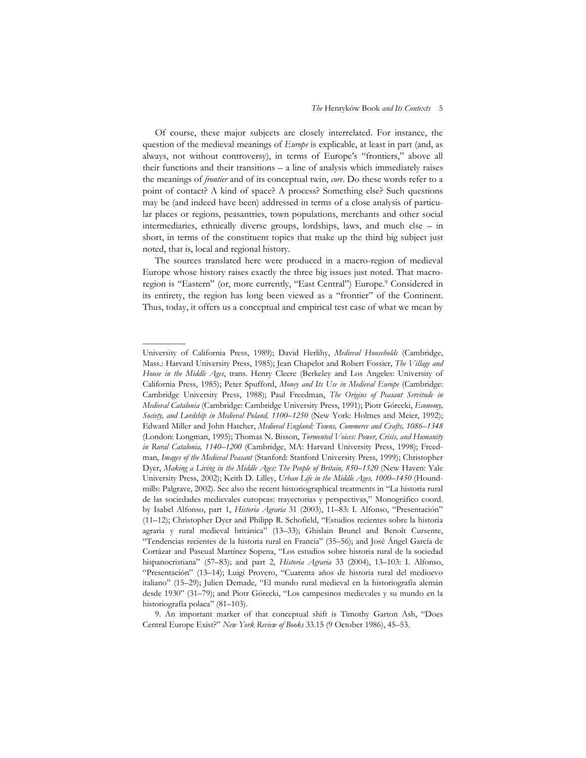Of course, these major subjects are closely interrelated. For instance, the question of the medieval meanings of *Europe* is explicable, at least in part (and, as always, not without controversy), in terms of Europe's "frontiers," above all their functions and their transitions – a line of analysis which immediately raises the meanings of *frontier* and of its conceptual twin, *core*. Do these words refer to a point of contact? A kind of space? A process? Something else? Such questions may be (and indeed have been) addressed in terms of a close analysis of particular places or regions, peasantries, town populations, merchants and other social intermediaries, ethnically diverse groups, lordships, laws, and much else – in short, in terms of the constituent topics that make up the third big subject just noted, that is, local and regional history.

The sources translated here were produced in a macro-region of medieval Europe whose history raises exactly the three big issues just noted. That macro-region is "Eastern" (or, more currently, "East Central") Europe.[9] Considered in its entirety, the region has long been viewed as a "frontier" of the Continent. Thus, today, it offers us a conceptual and empirical test case of what we mean by

---

University of California Press, 1989); David Herlihy, *Medieval Households* (Cambridge, Mass.: Harvard University Press, 1985); Jean Chapelot and Robert Fossier, *The Village and House in the Middle Ages*, trans. Henry Cleere (Berkeley and Los Angeles: University of California Press, 1985); Peter Spufford, *Money and Its Use in Medieval Europe* (Cambridge: Cambridge University Press, 1988); Paul Freedman, *The Origins of Peasant Servitude in Medieval Catalonia* (Cambridge: Cambridge University Press, 1991); Piotr Górecki, *Economy, Society, and Lordship in Medieval Poland, 1100–1250* (New York: Holmes and Meier, 1992); Edward Miller and John Hatcher, *Medieval England: Towns, Commerce and Crafts, 1086–1348* (London: Longman, 1995); Thomas N. Bisson, *Tormented Voices: Power, Crisis, and Humanity in Rural Catalonia, 1140–1200* (Cambridge, MA: Harvard University Press, 1998); Freedman, *Images of the Medieval Peasant* (Stanford: Stanford University Press, 1999); Christopher Dyer, *Making a Living in the Middle Ages: The People of Britain, 850–1520* (New Haven: Yale University Press, 2002); Keith D. Lilley, *Urban Life in the Middle Ages, 1000–1450* (Houndmills: Palgrave, 2002). See also the recent historiographical treatments in "La historia rural de las sociedades medievales europeas: trayectorias y perspectivas," Monográfico coord. by Isabel Alfonso, part 1, *Historia Agraria* 31 (2003), 11–83: I. Alfonso, "Presentación" (11–12); Christopher Dyer and Philipp R. Schofield, "Estudios recientes sobre la historia agraria y rural medieval británica" (13–33); Ghislain Brunel and Benoît Cursente, "Tendencias recientes de la historia rural en Francia" (35–56); and José Ángel García de Cortázar and Pascual Martínez Sopena, "Los estudios sobre historia rural de la sociedad hispanocristiana" (57–83); and part 2, *Historia Agraria* 33 (2004), 13–103: I. Alfonso, "Presentación" (13–14); Luigi Provero, "Cuarenta años de historia rural del medioevo italiano" (15–29); Julien Demade, "El mundo rural medieval en la historiografía alemán desde 1930" (31–79); and Piotr Górecki, "Los campesinos medievales y su mundo en la historiografía polaca" (81–103).

9. An important marker of that conceptual shift is Timothy Garton Ash, "Does Central Europe Exist?" *New York Review of Books* 33.15 (9 October 1986), 45–53.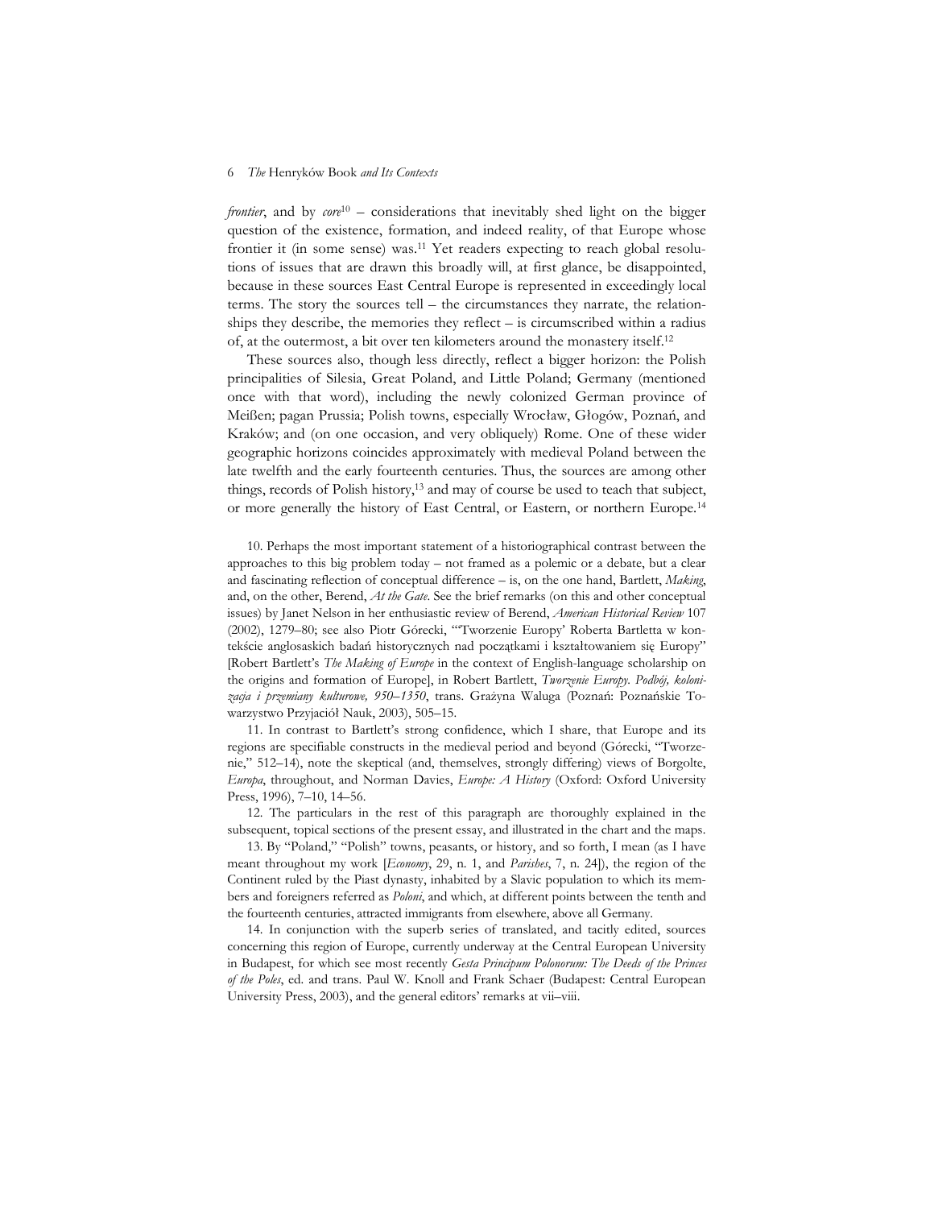*frontier*, and by *core*[10] – considerations that inevitably shed light on the bigger question of the existence, formation, and indeed reality, of that Europe whose frontier it (in some sense) was.[11] Yet readers expecting to reach global resolutions of issues that are drawn this broadly will, at first glance, be disappointed, because in these sources East Central Europe is represented in exceedingly local terms. The story the sources tell – the circumstances they narrate, the relationships they describe, the memories they reflect – is circumscribed within a radius of, at the outermost, a bit over ten kilometers around the monastery itself.[12]

These sources also, though less directly, reflect a bigger horizon: the Polish principalities of Silesia, Great Poland, and Little Poland; Germany (mentioned once with that word), including the newly colonized German province of Meißen; pagan Prussia; Polish towns, especially Wrocław, Głogów, Poznań, and Kraków; and (on one occasion, and very obliquely) Rome. One of these wider geographic horizons coincides approximately with medieval Poland between the late twelfth and the early fourteenth centuries. Thus, the sources are among other things, records of Polish history,[13] and may of course be used to teach that subject, or more generally the history of East Central, or Eastern, or northern Europe.[14]

10. Perhaps the most important statement of a historiographical contrast between the approaches to this big problem today – not framed as a polemic or a debate, but a clear and fascinating reflection of conceptual difference – is, on the one hand, Bartlett, *Making*, and, on the other, Berend, *At the Gate*. See the brief remarks (on this and other conceptual issues) by Janet Nelson in her enthusiastic review of Berend, *American Historical Review* 107 (2002), 1279–80; see also Piotr Górecki, "'Tworzenie Europy' Roberta Bartletta w kontekście anglosaskich badań historycznych nad początkami i kształtowaniem się Europy" [Robert Bartlett's *The Making of Europe* in the context of English-language scholarship on the origins and formation of Europe], in Robert Bartlett, *Tworzenie Europy. Podbój, kolonizacja i przemiany kulturowe, 950–1350*, trans. Grażyna Waluga (Poznań: Poznańskie Towarzystwo Przyjaciół Nauk, 2003), 505–15.

11. In contrast to Bartlett's strong confidence, which I share, that Europe and its regions are specifiable constructs in the medieval period and beyond (Górecki, "Tworzenie," 512–14), note the skeptical (and, themselves, strongly differing) views of Borgolte, *Europa*, throughout, and Norman Davies, *Europe: A History* (Oxford: Oxford University Press, 1996), 7–10, 14–56.

12. The particulars in the rest of this paragraph are thoroughly explained in the subsequent, topical sections of the present essay, and illustrated in the chart and the maps.

13. By "Poland," "Polish" towns, peasants, or history, and so forth, I mean (as I have meant throughout my work [*Economy*, 29, n. 1, and *Parishes*, 7, n. 24]), the region of the Continent ruled by the Piast dynasty, inhabited by a Slavic population to which its members and foreigners referred as *Poloni*, and which, at different points between the tenth and the fourteenth centuries, attracted immigrants from elsewhere, above all Germany.

14. In conjunction with the superb series of translated, and tacitly edited, sources concerning this region of Europe, currently underway at the Central European University in Budapest, for which see most recently *Gesta Principum Polonorum: The Deeds of the Princes of the Poles*, ed. and trans. Paul W. Knoll and Frank Schaer (Budapest: Central European University Press, 2003), and the general editors' remarks at vii–viii.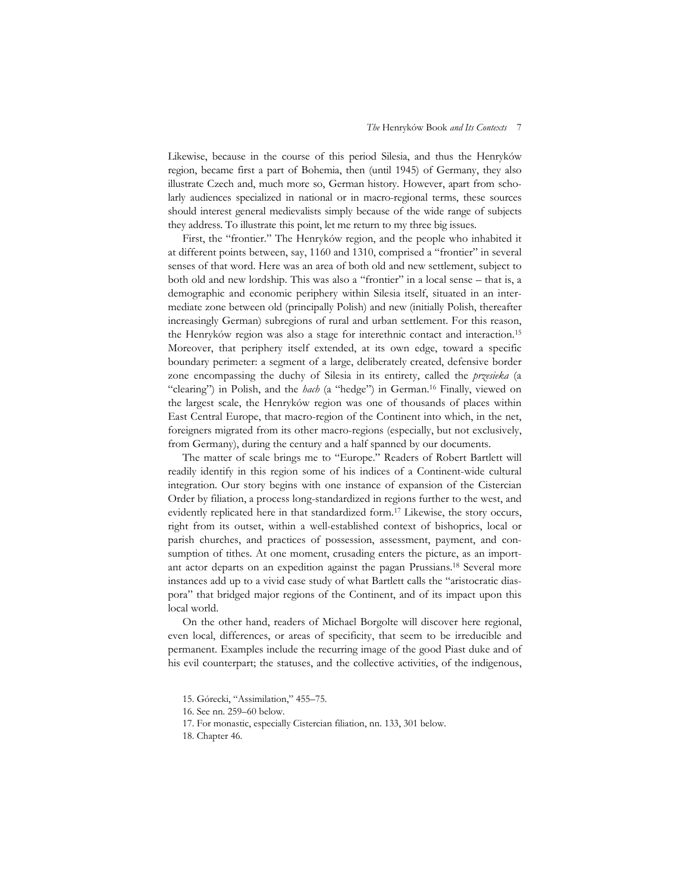Likewise, because in the course of this period Silesia, and thus the Henryków region, became first a part of Bohemia, then (until 1945) of Germany, they also illustrate Czech and, much more so, German history. However, apart from scholarly audiences specialized in national or in macro-regional terms, these sources should interest general medievalists simply because of the wide range of subjects they address. To illustrate this point, let me return to my three big issues.

First, the "frontier." The Henryków region, and the people who inhabited it at different points between, say, 1160 and 1310, comprised a "frontier" in several senses of that word. Here was an area of both old and new settlement, subject to both old and new lordship. This was also a "frontier" in a local sense – that is, a demographic and economic periphery within Silesia itself, situated in an intermediate zone between old (principally Polish) and new (initially Polish, thereafter increasingly German) subregions of rural and urban settlement. For this reason, the Henryków region was also a stage for interethnic contact and interaction.[15] Moreover, that periphery itself extended, at its own edge, toward a specific boundary perimeter: a segment of a large, deliberately created, defensive border zone encompassing the duchy of Silesia in its entirety, called the *przesieka* (a "clearing") in Polish, and the *hach* (a "hedge") in German.[16] Finally, viewed on the largest scale, the Henryków region was one of thousands of places within East Central Europe, that macro-region of the Continent into which, in the net, foreigners migrated from its other macro-regions (especially, but not exclusively, from Germany), during the century and a half spanned by our documents.

The matter of scale brings me to "Europe." Readers of Robert Bartlett will readily identify in this region some of his indices of a Continent-wide cultural integration. Our story begins with one instance of expansion of the Cistercian Order by filiation, a process long-standardized in regions further to the west, and evidently replicated here in that standardized form.[17] Likewise, the story occurs, right from its outset, within a well-established context of bishoprics, local or parish churches, and practices of possession, assessment, payment, and consumption of tithes. At one moment, crusading enters the picture, as an important actor departs on an expedition against the pagan Prussians.[18] Several more instances add up to a vivid case study of what Bartlett calls the "aristocratic diaspora" that bridged major regions of the Continent, and of its impact upon this local world.

On the other hand, readers of Michael Borgolte will discover here regional, even local, differences, or areas of specificity, that seem to be irreducible and permanent. Examples include the recurring image of the good Piast duke and of his evil counterpart; the statuses, and the collective activities, of the indigenous,

15. Górecki, "Assimilation," 455–75.

16. See nn. 259–60 below.

17. For monastic, especially Cistercian filiation, nn. 133, 301 below.

18. Chapter 46.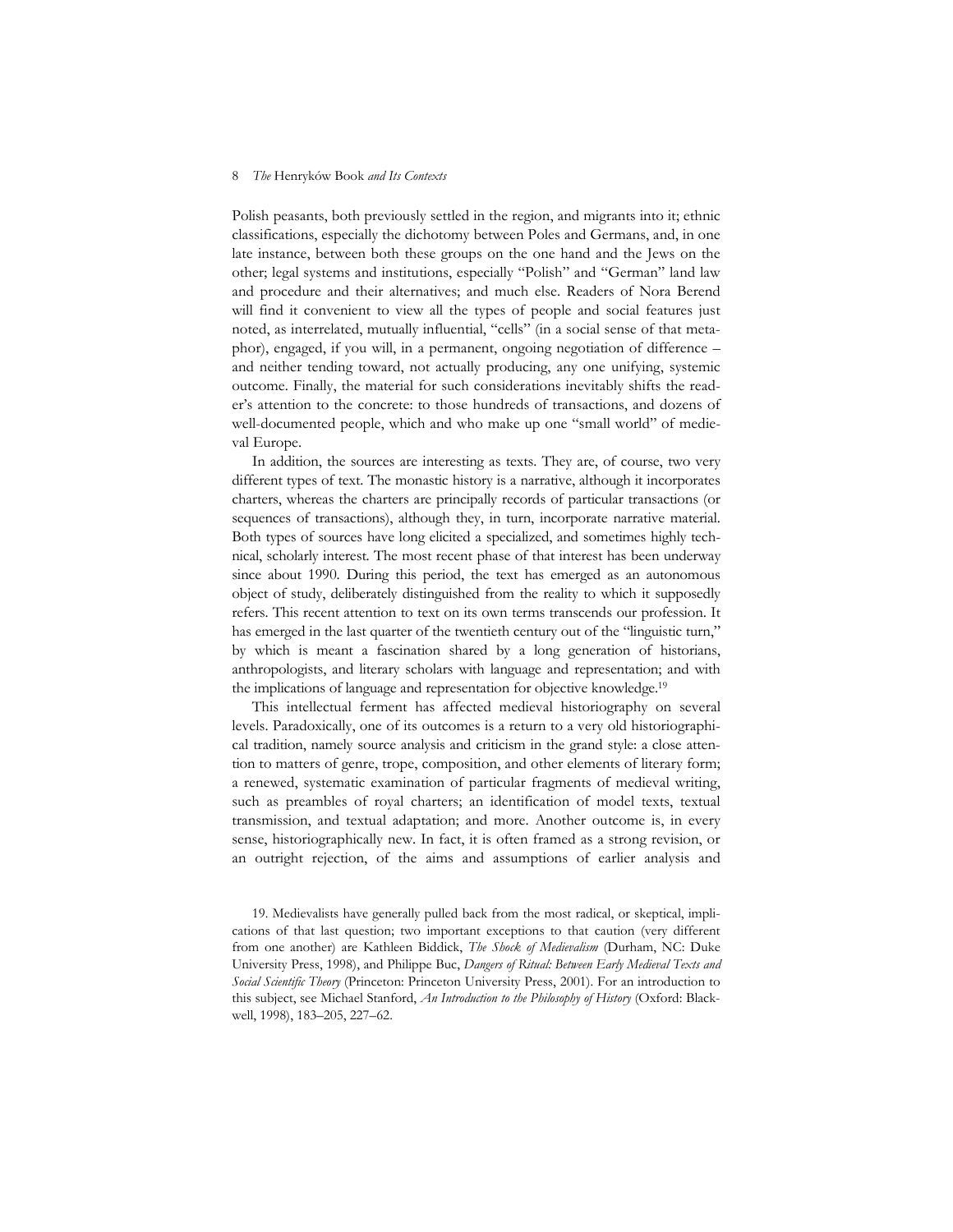Polish peasants, both previously settled in the region, and migrants into it; ethnic classifications, especially the dichotomy between Poles and Germans, and, in one late instance, between both these groups on the one hand and the Jews on the other; legal systems and institutions, especially "Polish" and "German" land law and procedure and their alternatives; and much else. Readers of Nora Berend will find it convenient to view all the types of people and social features just noted, as interrelated, mutually influential, "cells" (in a social sense of that metaphor), engaged, if you will, in a permanent, ongoing negotiation of difference – and neither tending toward, not actually producing, any one unifying, systemic outcome. Finally, the material for such considerations inevitably shifts the reader's attention to the concrete: to those hundreds of transactions, and dozens of well-documented people, which and who make up one "small world" of medieval Europe.

In addition, the sources are interesting as texts. They are, of course, two very different types of text. The monastic history is a narrative, although it incorporates charters, whereas the charters are principally records of particular transactions (or sequences of transactions), although they, in turn, incorporate narrative material. Both types of sources have long elicited a specialized, and sometimes highly technical, scholarly interest. The most recent phase of that interest has been underway since about 1990. During this period, the text has emerged as an autonomous object of study, deliberately distinguished from the reality to which it supposedly refers. This recent attention to text on its own terms transcends our profession. It has emerged in the last quarter of the twentieth century out of the "linguistic turn," by which is meant a fascination shared by a long generation of historians, anthropologists, and literary scholars with language and representation; and with the implications of language and representation for objective knowledge.[19]

This intellectual ferment has affected medieval historiography on several levels. Paradoxically, one of its outcomes is a return to a very old historiographical tradition, namely source analysis and criticism in the grand style: a close attention to matters of genre, trope, composition, and other elements of literary form; a renewed, systematic examination of particular fragments of medieval writing, such as preambles of royal charters; an identification of model texts, textual transmission, and textual adaptation; and more. Another outcome is, in every sense, historiographically new. In fact, it is often framed as a strong revision, or an outright rejection, of the aims and assumptions of earlier analysis and

19. Medievalists have generally pulled back from the most radical, or skeptical, implications of that last question; two important exceptions to that caution (very different from one another) are Kathleen Biddick, *The Shock of Medievalism* (Durham, NC: Duke University Press, 1998), and Philippe Buc, *Dangers of Ritual: Between Early Medieval Texts and Social Scientific Theory* (Princeton: Princeton University Press, 2001). For an introduction to this subject, see Michael Stanford, *An Introduction to the Philosophy of History* (Oxford: Blackwell, 1998), 183–205, 227–62.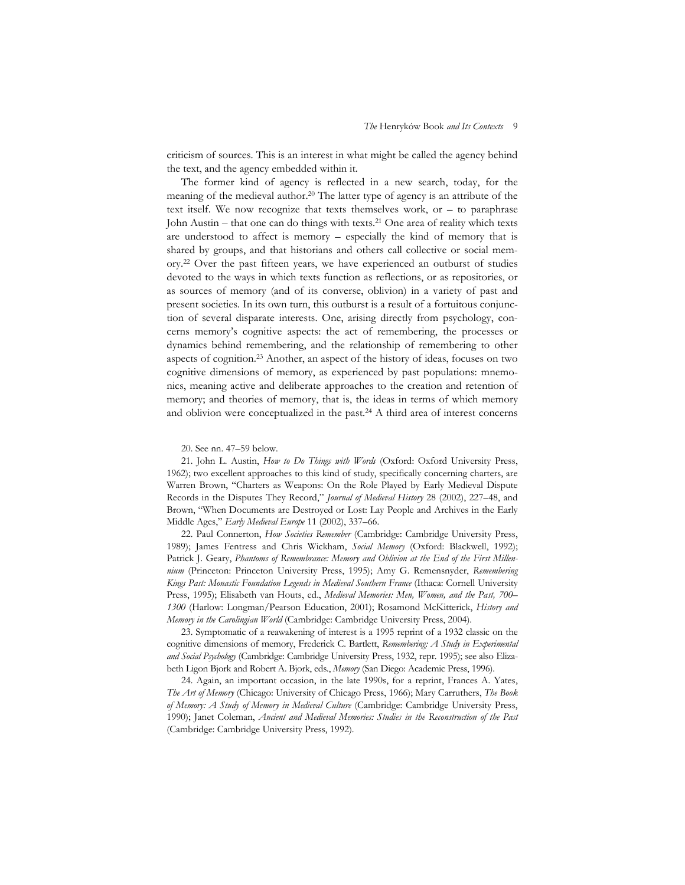criticism of sources. This is an interest in what might be called the agency behind the text, and the agency embedded within it.

The former kind of agency is reflected in a new search, today, for the meaning of the medieval author.[20] The latter type of agency is an attribute of the text itself. We now recognize that texts themselves work, or – to paraphrase John Austin – that one can do things with texts.[21] One area of reality which texts are understood to affect is memory – especially the kind of memory that is shared by groups, and that historians and others call collective or social memory.[22] Over the past fifteen years, we have experienced an outburst of studies devoted to the ways in which texts function as reflections, or as repositories, or as sources of memory (and of its converse, oblivion) in a variety of past and present societies. In its own turn, this outburst is a result of a fortuitous conjunction of several disparate interests. One, arising directly from psychology, concerns memory's cognitive aspects: the act of remembering, the processes or dynamics behind remembering, and the relationship of remembering to other aspects of cognition.[23] Another, an aspect of the history of ideas, focuses on two cognitive dimensions of memory, as experienced by past populations: mnemonics, meaning active and deliberate approaches to the creation and retention of memory; and theories of memory, that is, the ideas in terms of which memory and oblivion were conceptualized in the past.[24] A third area of interest concerns

20. See nn. 47–59 below.

21. John L. Austin, *How to Do Things with Words* (Oxford: Oxford University Press, 1962); two excellent approaches to this kind of study, specifically concerning charters, are Warren Brown, "Charters as Weapons: On the Role Played by Early Medieval Dispute Records in the Disputes They Record," *Journal of Medieval History* 28 (2002), 227–48, and Brown, "When Documents are Destroyed or Lost: Lay People and Archives in the Early Middle Ages," *Early Medieval Europe* 11 (2002), 337–66.

22. Paul Connerton, *How Societies Remember* (Cambridge: Cambridge University Press, 1989); James Fentress and Chris Wickham, *Social Memory* (Oxford: Blackwell, 1992); Patrick J. Geary, *Phantoms of Remembrance: Memory and Oblivion at the End of the First Millennium* (Princeton: Princeton University Press, 1995); Amy G. Remensnyder, *Remembering Kings Past: Monastic Foundation Legends in Medieval Southern France* (Ithaca: Cornell University Press, 1995); Elisabeth van Houts, ed., *Medieval Memories: Men, Women, and the Past, 700–1300* (Harlow: Longman/Pearson Education, 2001); Rosamond McKitterick, *History and Memory in the Carolingian World* (Cambridge: Cambridge University Press, 2004).

23. Symptomatic of a reawakening of interest is a 1995 reprint of a 1932 classic on the cognitive dimensions of memory, Frederick C. Bartlett, *Remembering: A Study in Experimental and Social Psychology* (Cambridge: Cambridge University Press, 1932, repr. 1995); see also Elizabeth Ligon Bjork and Robert A. Bjork, eds., *Memory* (San Diego: Academic Press, 1996).

24. Again, an important occasion, in the late 1990s, for a reprint, Frances A. Yates, *The Art of Memory* (Chicago: University of Chicago Press, 1966); Mary Carruthers, *The Book of Memory: A Study of Memory in Medieval Culture* (Cambridge: Cambridge University Press, 1990); Janet Coleman, *Ancient and Medieval Memories: Studies in the Reconstruction of the Past* (Cambridge: Cambridge University Press, 1992).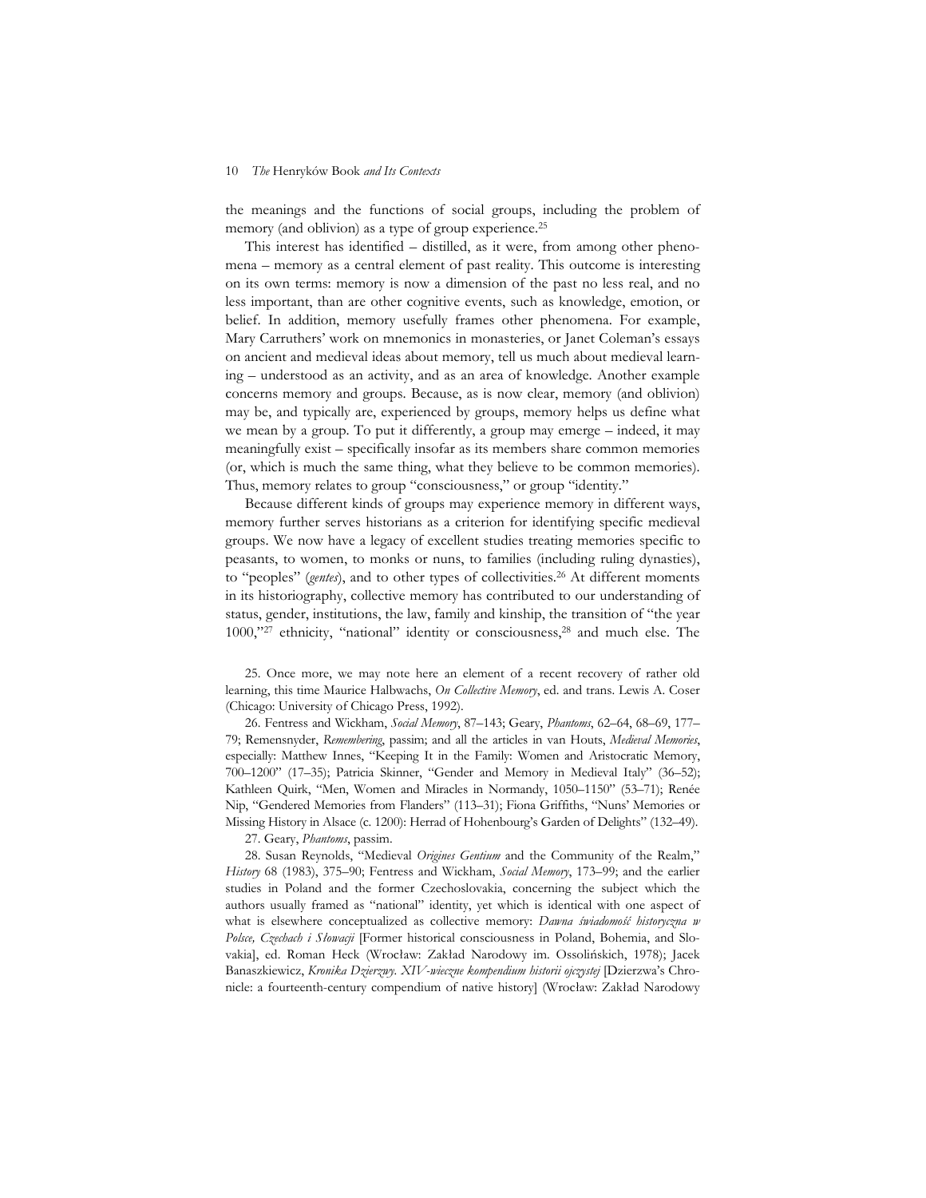the meanings and the functions of social groups, including the problem of memory (and oblivion) as a type of group experience.[25]

This interest has identified – distilled, as it were, from among other phenomena – memory as a central element of past reality. This outcome is interesting on its own terms: memory is now a dimension of the past no less real, and no less important, than are other cognitive events, such as knowledge, emotion, or belief. In addition, memory usefully frames other phenomena. For example, Mary Carruthers' work on mnemonics in monasteries, or Janet Coleman's essays on ancient and medieval ideas about memory, tell us much about medieval learning – understood as an activity, and as an area of knowledge. Another example concerns memory and groups. Because, as is now clear, memory (and oblivion) may be, and typically are, experienced by groups, memory helps us define what we mean by a group. To put it differently, a group may emerge – indeed, it may meaningfully exist – specifically insofar as its members share common memories (or, which is much the same thing, what they believe to be common memories). Thus, memory relates to group "consciousness," or group "identity."

Because different kinds of groups may experience memory in different ways, memory further serves historians as a criterion for identifying specific medieval groups. We now have a legacy of excellent studies treating memories specific to peasants, to women, to monks or nuns, to families (including ruling dynasties), to "peoples" (*gentes*), and to other types of collectivities.[26] At different moments in its historiography, collective memory has contributed to our understanding of status, gender, institutions, the law, family and kinship, the transition of "the year 1000,"[27] ethnicity, "national" identity or consciousness,[28] and much else. The

25. Once more, we may note here an element of a recent recovery of rather old learning, this time Maurice Halbwachs, *On Collective Memory*, ed. and trans. Lewis A. Coser (Chicago: University of Chicago Press, 1992).

26. Fentress and Wickham, *Social Memory*, 87–143; Geary, *Phantoms*, 62–64, 68–69, 177–79; Remensnyder, *Remembering*, passim; and all the articles in van Houts, *Medieval Memories*, especially: Matthew Innes, "Keeping It in the Family: Women and Aristocratic Memory, 700–1200" (17–35); Patricia Skinner, "Gender and Memory in Medieval Italy" (36–52); Kathleen Quirk, "Men, Women and Miracles in Normandy, 1050–1150" (53–71); Renée Nip, "Gendered Memories from Flanders" (113–31); Fiona Griffiths, "Nuns' Memories or Missing History in Alsace (c. 1200): Herrad of Hohenbourg's Garden of Delights" (132–49).

27. Geary, *Phantoms*, passim.

28. Susan Reynolds, "Medieval *Origines Gentium* and the Community of the Realm," *History* 68 (1983), 375–90; Fentress and Wickham, *Social Memory*, 173–99; and the earlier studies in Poland and the former Czechoslovakia, concerning the subject which the authors usually framed as "national" identity, yet which is identical with one aspect of what is elsewhere conceptualized as collective memory: *Dawna świadomość historyczna w Polsce, Czechach i Słowacji* [Former historical consciousness in Poland, Bohemia, and Slovakia], ed. Roman Heck (Wrocław: Zakład Narodowy im. Ossolińskich, 1978); Jacek Banaszkiewicz, *Kronika Dzierzwy. XIV-wieczne kompendium historii ojczystej* [Dzierzwa's Chronicle: a fourteenth-century compendium of native history] (Wrocław: Zakład Narodowy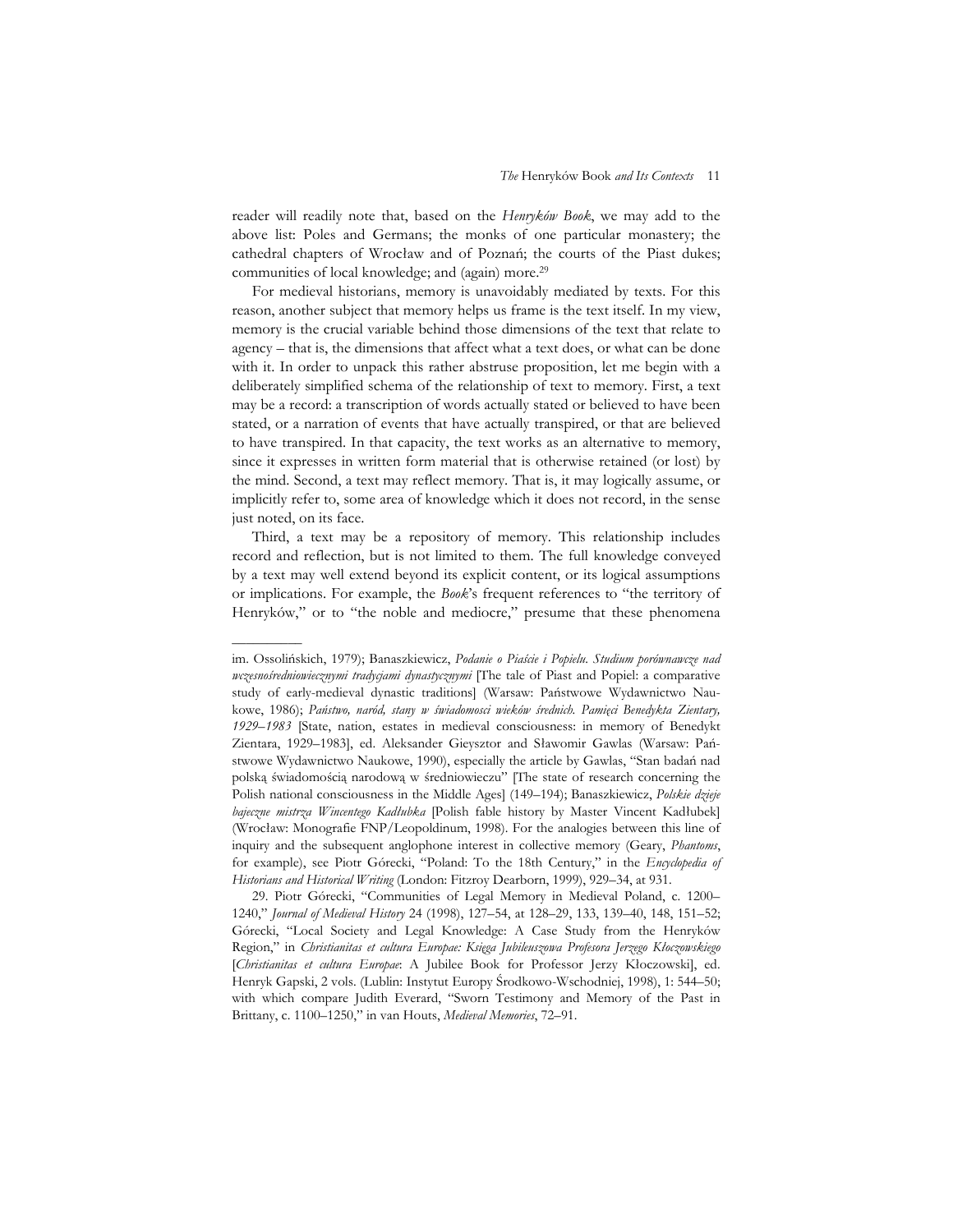reader will readily note that, based on the *Henryków Book*, we may add to the above list: Poles and Germans; the monks of one particular monastery; the cathedral chapters of Wrocław and of Poznań; the courts of the Piast dukes; communities of local knowledge; and (again) more.[29]

For medieval historians, memory is unavoidably mediated by texts. For this reason, another subject that memory helps us frame is the text itself. In my view, memory is the crucial variable behind those dimensions of the text that relate to agency – that is, the dimensions that affect what a text does, or what can be done with it. In order to unpack this rather abstruse proposition, let me begin with a deliberately simplified schema of the relationship of text to memory. First, a text may be a record: a transcription of words actually stated or believed to have been stated, or a narration of events that have actually transpired, or that are believed to have transpired. In that capacity, the text works as an alternative to memory, since it expresses in written form material that is otherwise retained (or lost) by the mind. Second, a text may reflect memory. That is, it may logically assume, or implicitly refer to, some area of knowledge which it does not record, in the sense just noted, on its face.

Third, a text may be a repository of memory. This relationship includes record and reflection, but is not limited to them. The full knowledge conveyed by a text may well extend beyond its explicit content, or its logical assumptions or implications. For example, the *Book*'s frequent references to "the territory of Henryków," or to "the noble and mediocre," presume that these phenomena

---

im. Ossolińskich, 1979); Banaszkiewicz, *Podanie o Piaście i Popielu. Studium porównawcze nad wczesnośredniowiecznymi tradycjami dynastycznymi* [The tale of Piast and Popiel: a comparative study of early-medieval dynastic traditions] (Warsaw: Państwowe Wydawnictwo Naukowe, 1986); *Państwo, naród, stany w świadomosci wieków średnich. Pamięci Benedykta Zientary, 1929–1983* [State, nation, estates in medieval consciousness: in memory of Benedykt Zientara, 1929–1983], ed. Aleksander Gieysztor and Sławomir Gawlas (Warsaw: Państwowe Wydawnictwo Naukowe, 1990), especially the article by Gawlas, "Stan badań nad polską świadomością narodową w średniowieczu" [The state of research concerning the Polish national consciousness in the Middle Ages] (149–194); Banaszkiewicz, *Polskie dzieje bajeczne mistrza Wincentego Kadłubka* [Polish fable history by Master Vincent Kadłubek] (Wrocław: Monografie FNP/Leopoldinum, 1998). For the analogies between this line of inquiry and the subsequent anglophone interest in collective memory (Geary, *Phantoms*, for example), see Piotr Górecki, "Poland: To the 18th Century," in the *Encyclopedia of Historians and Historical Writing* (London: Fitzroy Dearborn, 1999), 929–34, at 931.

29. Piotr Górecki, "Communities of Legal Memory in Medieval Poland, c. 1200–1240," *Journal of Medieval History* 24 (1998), 127–54, at 128–29, 133, 139–40, 148, 151–52; Górecki, "Local Society and Legal Knowledge: A Case Study from the Henryków Region," in *Christianitas et cultura Europae: Księga Jubileuszowa Profesora Jerzego Kłoczowskiego* [*Christianitas et cultura Europae*: A Jubilee Book for Professor Jerzy Kłoczowski], ed. Henryk Gapski, 2 vols. (Lublin: Instytut Europy Środkowo-Wschodniej, 1998), 1: 544–50; with which compare Judith Everard, "Sworn Testimony and Memory of the Past in Brittany, c. 1100–1250," in van Houts, *Medieval Memories*, 72–91.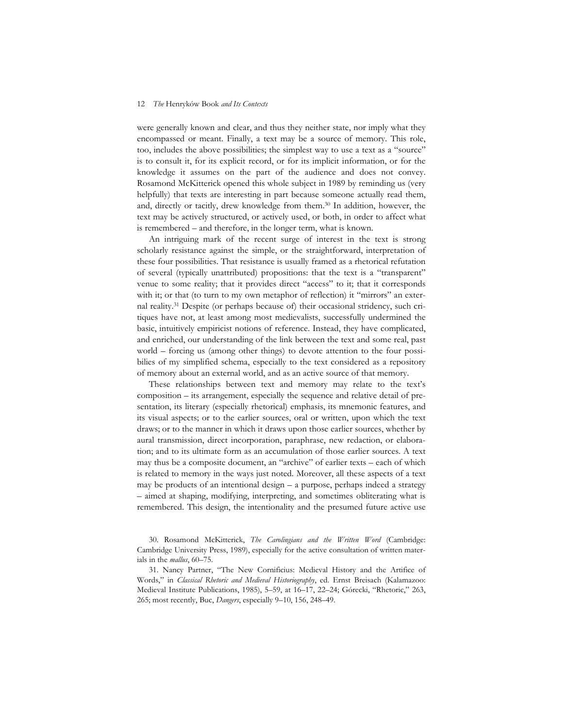were generally known and clear, and thus they neither state, nor imply what they encompassed or meant. Finally, a text may be a source of memory. This role, too, includes the above possibilities; the simplest way to use a text as a "source" is to consult it, for its explicit record, or for its implicit information, or for the knowledge it assumes on the part of the audience and does not convey. Rosamond McKitterick opened this whole subject in 1989 by reminding us (very helpfully) that texts are interesting in part because someone actually read them, and, directly or tacitly, drew knowledge from them.[30] In addition, however, the text may be actively structured, or actively used, or both, in order to affect what is remembered – and therefore, in the longer term, what is known.

An intriguing mark of the recent surge of interest in the text is strong scholarly resistance against the simple, or the straightforward, interpretation of these four possibilities. That resistance is usually framed as a rhetorical refutation of several (typically unattributed) propositions: that the text is a "transparent" venue to some reality; that it provides direct "access" to it; that it corresponds with it; or that (to turn to my own metaphor of reflection) it "mirrors" an external reality.[31] Despite (or perhaps because of) their occasional stridency, such critiques have not, at least among most medievalists, successfully undermined the basic, intuitively empiricist notions of reference. Instead, they have complicated, and enriched, our understanding of the link between the text and some real, past world – forcing us (among other things) to devote attention to the four possibilies of my simplified schema, especially to the text considered as a repository of memory about an external world, and as an active source of that memory.

These relationships between text and memory may relate to the text's composition – its arrangement, especially the sequence and relative detail of presentation, its literary (especially rhetorical) emphasis, its mnemonic features, and its visual aspects; or to the earlier sources, oral or written, upon which the text draws; or to the manner in which it draws upon those earlier sources, whether by aural transmission, direct incorporation, paraphrase, new redaction, or elaboration; and to its ultimate form as an accumulation of those earlier sources. A text may thus be a composite document, an "archive" of earlier texts – each of which is related to memory in the ways just noted. Moreover, all these aspects of a text may be products of an intentional design – a purpose, perhaps indeed a strategy – aimed at shaping, modifying, interpreting, and sometimes obliterating what is remembered. This design, the intentionality and the presumed future active use

30. Rosamond McKitterick, *The Carolingians and the Written Word* (Cambridge: Cambridge University Press, 1989), especially for the active consultation of written materials in the *mallus*, 60–75.

31. Nancy Partner, "The New Cornificius: Medieval History and the Artifice of Words," in *Classical Rhetoric and Medieval Historiography*, ed. Ernst Breisach (Kalamazoo: Medieval Institute Publications, 1985), 5–59, at 16–17, 22–24; Górecki, "Rhetoric," 263, 265; most recently, Buc, *Dangers*, especially 9–10, 156, 248–49.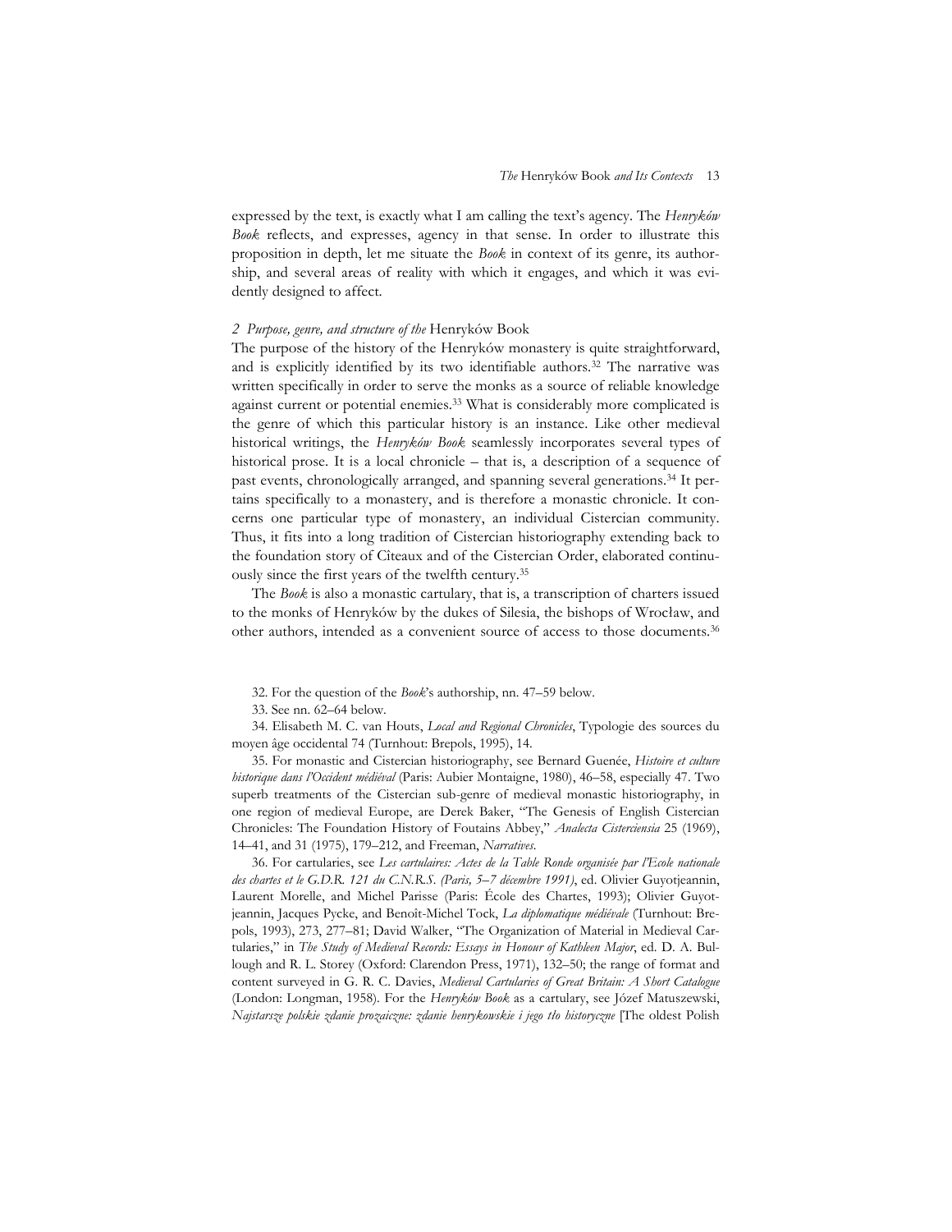expressed by the text, is exactly what I am calling the text's agency. The *Henryków Book* reflects, and expresses, agency in that sense. In order to illustrate this proposition in depth, let me situate the *Book* in context of its genre, its authorship, and several areas of reality with which it engages, and which it was evidently designed to affect.

### *2 Purpose, genre, and structure of the* Henryków Book

The purpose of the history of the Henryków monastery is quite straightforward, and is explicitly identified by its two identifiable authors.[32] The narrative was written specifically in order to serve the monks as a source of reliable knowledge against current or potential enemies.[33] What is considerably more complicated is the genre of which this particular history is an instance. Like other medieval historical writings, the *Henryków Book* seamlessly incorporates several types of historical prose. It is a local chronicle – that is, a description of a sequence of past events, chronologically arranged, and spanning several generations.[34] It pertains specifically to a monastery, and is therefore a monastic chronicle. It concerns one particular type of monastery, an individual Cistercian community. Thus, it fits into a long tradition of Cistercian historiography extending back to the foundation story of Cîteaux and of the Cistercian Order, elaborated continuously since the first years of the twelfth century.[35]

The *Book* is also a monastic cartulary, that is, a transcription of charters issued to the monks of Henryków by the dukes of Silesia, the bishops of Wrocław, and other authors, intended as a convenient source of access to those documents.[36]

32. For the question of the *Book*'s authorship, nn. 47–59 below.

33. See nn. 62–64 below.

34. Elisabeth M. C. van Houts, *Local and Regional Chronicles*, Typologie des sources du moyen âge occidental 74 (Turnhout: Brepols, 1995), 14.

35. For monastic and Cistercian historiography, see Bernard Guenée, *Histoire et culture historique dans l'Occident médiéval* (Paris: Aubier Montaigne, 1980), 46–58, especially 47. Two superb treatments of the Cistercian sub-genre of medieval monastic historiography, in one region of medieval Europe, are Derek Baker, "The Genesis of English Cistercian Chronicles: The Foundation History of Foutains Abbey," *Analecta Cisterciensia* 25 (1969), 14–41, and 31 (1975), 179–212, and Freeman, *Narratives*.

36. For cartularies, see *Les cartulaires: Actes de la Table Ronde organisée par l'Ecole nationale des chartes et le G.D.R. 121 du C.N.R.S. (Paris, 5–7 décembre 1991)*, ed. Olivier Guyotjeannin, Laurent Morelle, and Michel Parisse (Paris: École des Chartes, 1993); Olivier Guyotjeannin, Jacques Pycke, and Benoît-Michel Tock, *La diplomatique médiévale* (Turnhout: Brepols, 1993), 273, 277–81; David Walker, "The Organization of Material in Medieval Cartularies," in *The Study of Medieval Records: Essays in Honour of Kathleen Major*, ed. D. A. Bullough and R. L. Storey (Oxford: Clarendon Press, 1971), 132–50; the range of format and content surveyed in G. R. C. Davies, *Medieval Cartularies of Great Britain: A Short Catalogue* (London: Longman, 1958). For the *Henryków Book* as a cartulary, see Józef Matuszewski, *Najstarsze polskie zdanie prozaiczne: zdanie henrykowskie i jego tło historyczne* [The oldest Polish